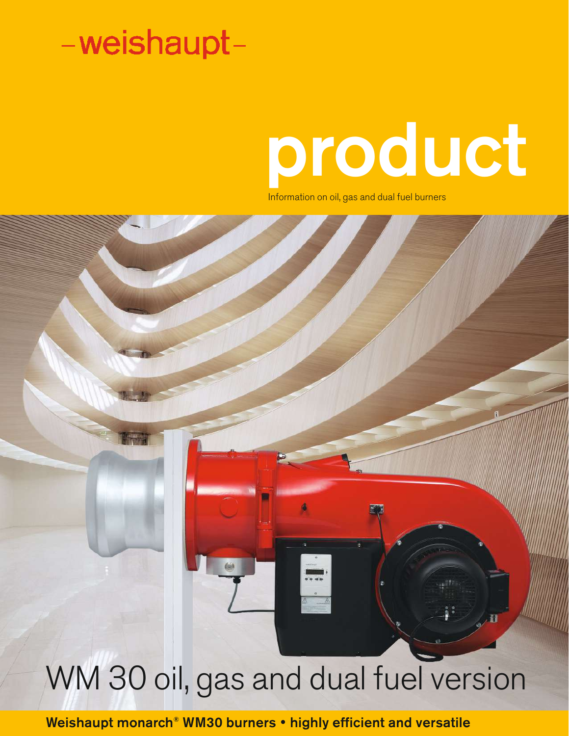–weishaupt–

# product

Information on oil, gas and dual fuel burners

## WM 30 oil, gas and dual fuel version

**Weishaupt monarch® WM30 burners • highly efficient and versatile**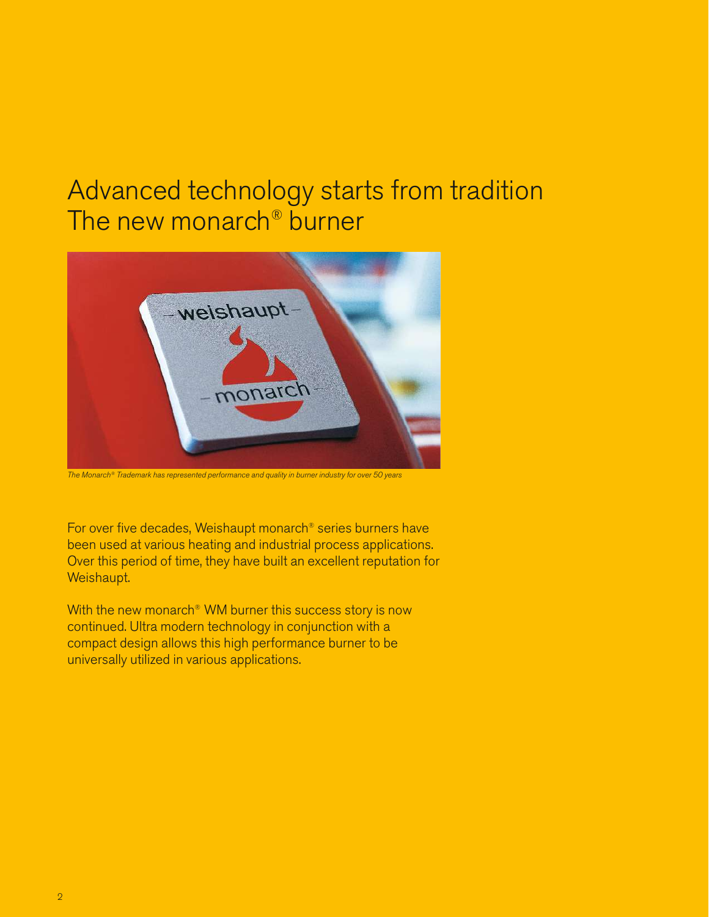# Advanced technology starts from tradition
# The new monarch® burner

*The Monarch® Trademark has represented performance and quality in burner industry for over 50 years*

For over five decades, Weishaupt monarch® series burners have been used at various heating and industrial process applications. Over this period of time, they have built an excellent reputation for Weishaupt.

With the new monarch® WM burner this success story is now continued. Ultra modern technology in conjunction with a compact design allows this high performance burner to be universally utilized in various applications.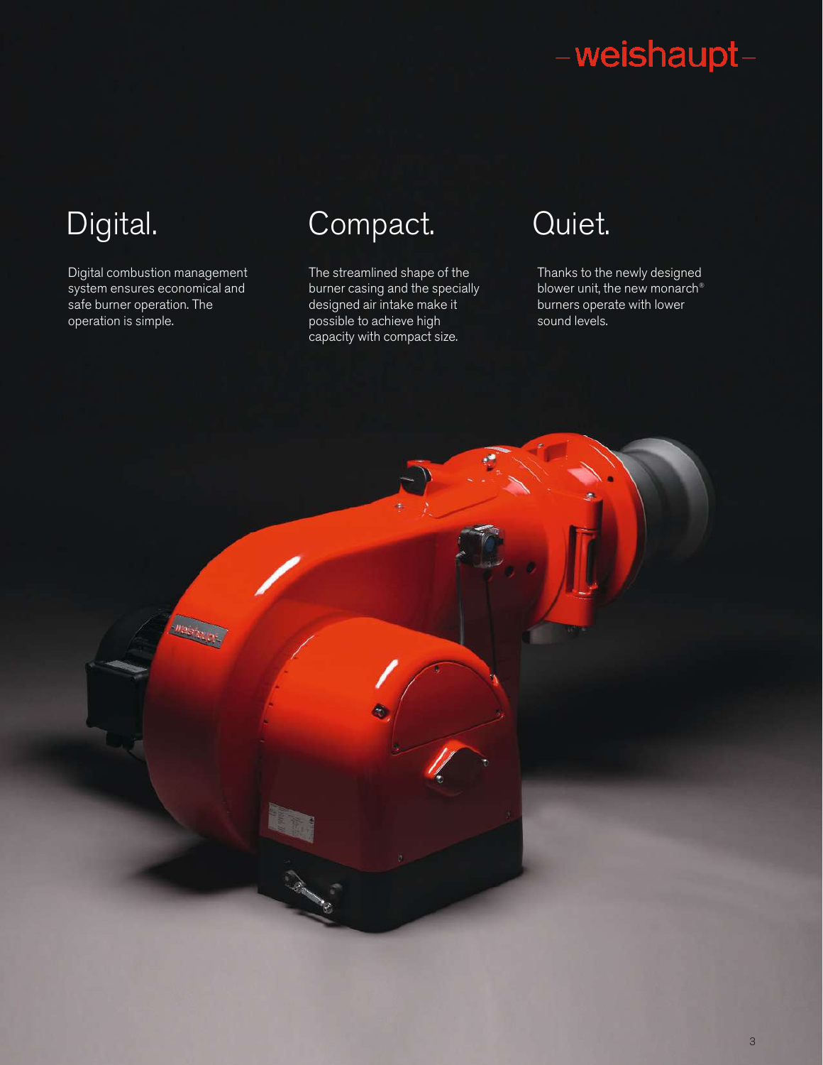## Digital.

Digital combustion management system ensures economical and safe burner operation. The operation is simple.

## Compact.

The streamlined shape of the burner casing and the specially designed air intake make it possible to achieve high capacity with compact size.

## Quiet.

Thanks to the newly designed blower unit, the new monarch® burners operate with lower sound levels.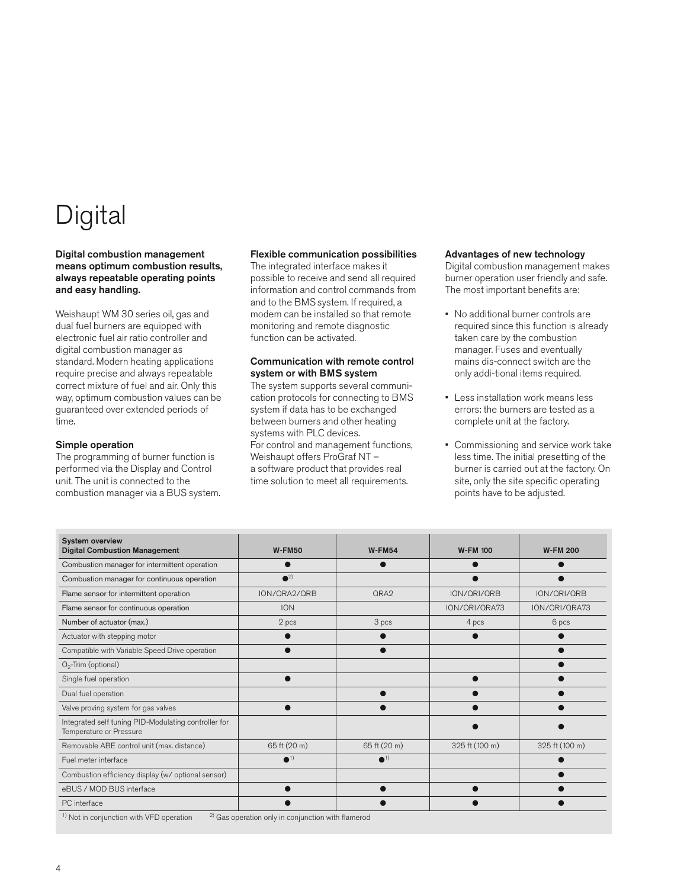# Digital

**Digital combustion management means optimum combustion results, always repeatable operating points and easy handling.**

Weishaupt WM 30 series oil, gas and dual fuel burners are equipped with electronic fuel air ratio controller and digital combustion manager as standard. Modern heating applications require precise and always repeatable correct mixture of fuel and air. Only this way, optimum combustion values can be guaranteed over extended periods of time.

**Simple operation**

The programming of burner function is performed via the Display and Control unit. The unit is connected to the combustion manager via a BUS system.

**Flexible communication possibilities**

The integrated interface makes it possible to receive and send all required information and control commands from and to the BMS system. If required, a modem can be installed so that remote monitoring and remote diagnostic function can be activated.

**Communication with remote control system or with BMS system**

The system supports several communication protocols for connecting to BMS system if data has to be exchanged between burners and other heating systems with PLC devices.
For control and management functions, Weishaupt offers ProGraf NT – a software product that provides real time solution to meet all requirements.

**Advantages of new technology**

Digital combustion management makes burner operation user friendly and safe. The most important benefits are:

- No additional burner controls are required since this function is already taken care by the combustion manager. Fuses and eventually mains dis-connect switch are the only addi-tional items required.
- Less installation work means less errors: the burners are tested as a complete unit at the factory.
- Commissioning and service work take less time. The initial presetting of the burner is carried out at the factory. On site, only the site specific operating points have to be adjusted.

| System overview Digital Combustion Management | W-FM50 | W-FM54 | W-FM 100 | W-FM 200 |
|---|---|---|---|---|
| Combustion manager for intermittent operation | ● | ● | ● | ● |
| Combustion manager for continuous operation | ●[2] | | ● | ● |
| Flame sensor for intermittent operation | ION/QRA2/QRB | QRA2 | ION/QRI/QRB | ION/QRI/QRB |
| Flame sensor for continuous operation | ION | | ION/QRI/QRA73 | ION/QRI/QRA73 |
| Number of actuator (max.) | 2 pcs | 3 pcs | 4 pcs | 6 pcs |
| Actuator with stepping motor | ● | ● | ● | ● |
| Compatible with Variable Speed Drive operation | ● | ● | | ● |
| $O_2$-Trim (optional) | | | | ● |
| Single fuel operation | ● | | ● | ● |
| Dual fuel operation | | ● | ● | ● |
| Valve proving system for gas valves | ● | ● | ● | ● |
| Integrated self tuning PID-Modulating controller for Temperature or Pressure | | | ● | ● |
| Removable ABE control unit (max. distance) | 65 ft (20 m) | 65 ft (20 m) | 325 ft (100 m) | 325 ft (100 m) |
| Fuel meter interface | ●[1] | ●[1] | | ● |
| Combustion efficiency display (w/ optional sensor) | | | | ● |
| eBUS / MOD BUS interface | ● | ● | ● | ● |
| PC interface | ● | ● | ● | ● |

[1] Not in conjunction with VFD operation  [2] Gas operation only in conjunction with flamerod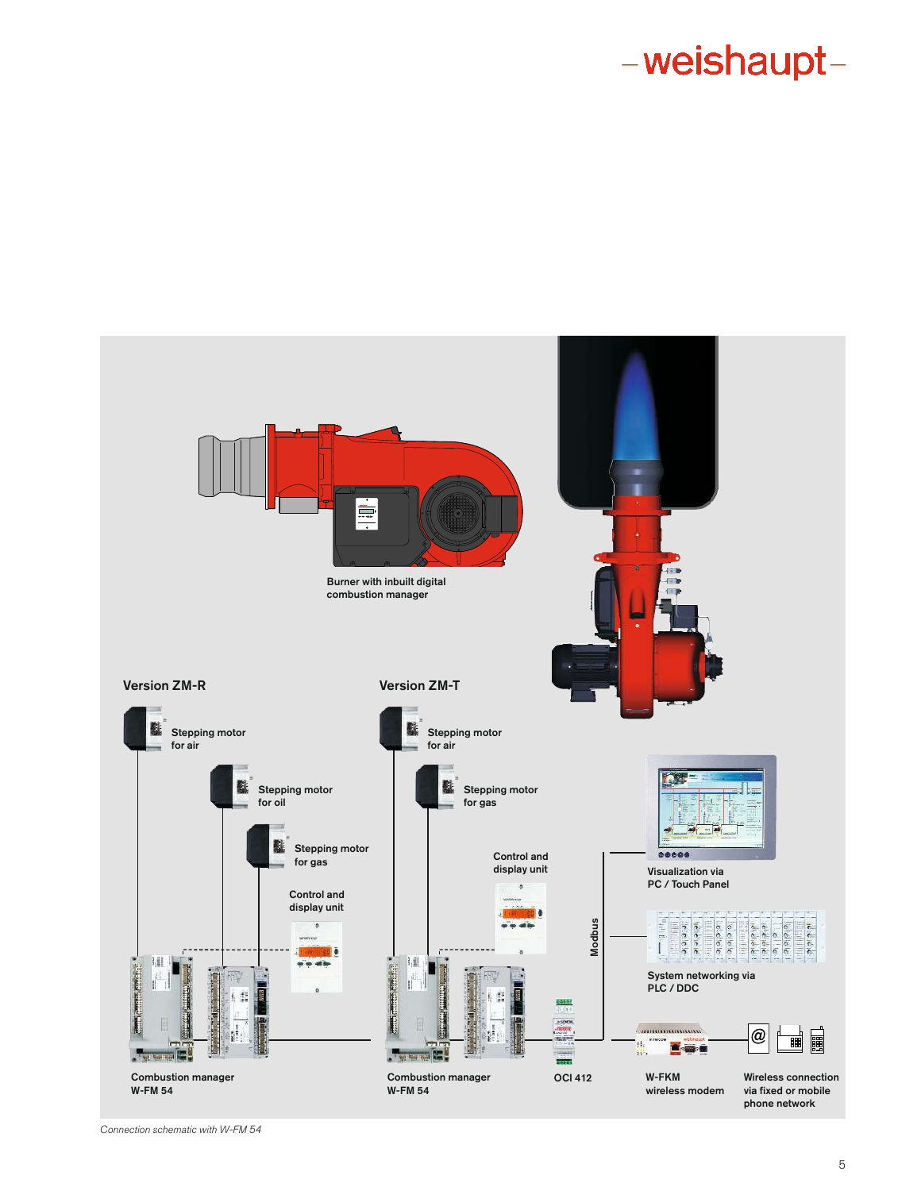Burner with inbuilt digital combustion manager

Version ZM-R

Stepping motor for air

Stepping motor for oil

Stepping motor for gas

Control and display unit

Combustion manager W-FM 54

Version ZM-T

Stepping motor for air

Stepping motor for gas

Control and display unit

Combustion manager W-FM 54

OCI 412

Modbus

Visualization via PC / Touch Panel

System networking via PLC / DDC

W-FKM wireless modem

Wireless connection via fixed or mobile phone network

*Connection schematic with W-FM 54*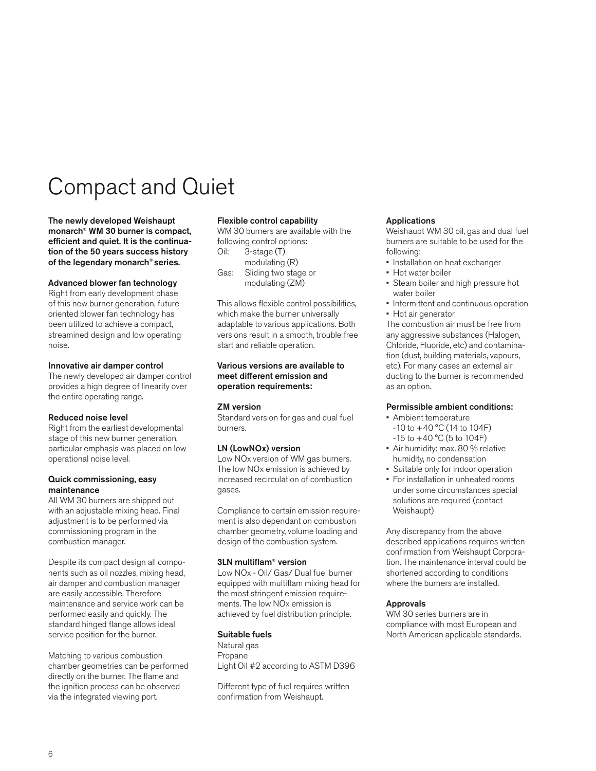# Compact and Quiet

**The newly developed Weishaupt monarch® WM 30 burner is compact, efficient and quiet. It is the continuation of the 50 years success history of the legendary monarch® series.**

**Advanced blower fan technology**
Right from early development phase of this new burner generation, future oriented blower fan technology has been utilized to achieve a compact, streamined design and low operating noise.

**Innovative air damper control**
The newly developed air damper control provides a high degree of linearity over the entire operating range.

**Reduced noise level**
Right from the earliest developmental stage of this new burner generation, particular emphasis was placed on low operational noise level.

**Quick commissioning, easy maintenance**
All WM 30 burners are shipped out with an adjustable mixing head. Final adjustment is to be performed via commissioning program in the combustion manager.

Despite its compact design all components such as oil nozzles, mixing head, air damper and combustion manager are easily accessible. Therefore maintenance and service work can be performed easily and quickly. The standard hinged flange allows ideal service position for the burner.

Matching to various combustion chamber geometries can be performed directly on the burner. The flame and the ignition process can be observed via the integrated viewing port.

**Flexible control capability**
WM 30 burners are available with the following control options:
Oil: 3-stage (T)
modulating (R)
Gas: Sliding two stage or
modulating (ZM)

This allows flexible control possibilities, which make the burner universally adaptable to various applications. Both versions result in a smooth, trouble free start and reliable operation.

**Various versions are available to meet different emission and operation requirements:**

**ZM version**
Standard version for gas and dual fuel burners.

**LN (LowNOx) version**
Low NOx version of WM gas burners. The low NOx emission is achieved by increased recirculation of combustion gases.

Compliance to certain emission requirement is also dependant on combustion chamber geometry, volume loading and design of the combustion system.

**3LN multiflam® version**
Low NOx - Oil/ Gas/ Dual fuel burner equipped with multiflam mixing head for the most stringent emission requirements. The low NOx emission is achieved by fuel distribution principle.

**Suitable fuels**
Natural gas
Propane
Light Oil #2 according to ASTM D396

Different type of fuel requires written confirmation from Weishaupt.

**Applications**
Weishaupt WM 30 oil, gas and dual fuel burners are suitable to be used for the following:

- Installation on heat exchanger
- Hot water boiler
- Steam boiler and high pressure hot water boiler
- Intermittent and continuous operation
- Hot air generator

The combustion air must be free from any aggressive substances (Halogen, Chloride, Fluoride, etc) and contamination (dust, building materials, vapours, etc). For many cases an external air ducting to the burner is recommended as an option.

**Permissible ambient conditions:**

- Ambient temperature
  -10 to +40 °C (14 to 104F)
  -15 to +40 °C (5 to 104F)
- Air humidity: max. 80 % relative humidity, no condensation
- Suitable only for indoor operation
- For installation in unheated rooms under some circumstances special solutions are required (contact Weishaupt)

Any discrepancy from the above described applications requires written confirmation from Weishaupt Corporation. The maintenance interval could be shortened according to conditions where the burners are installed.

**Approvals**
WM 30 series burners are in compliance with most European and North American applicable standards.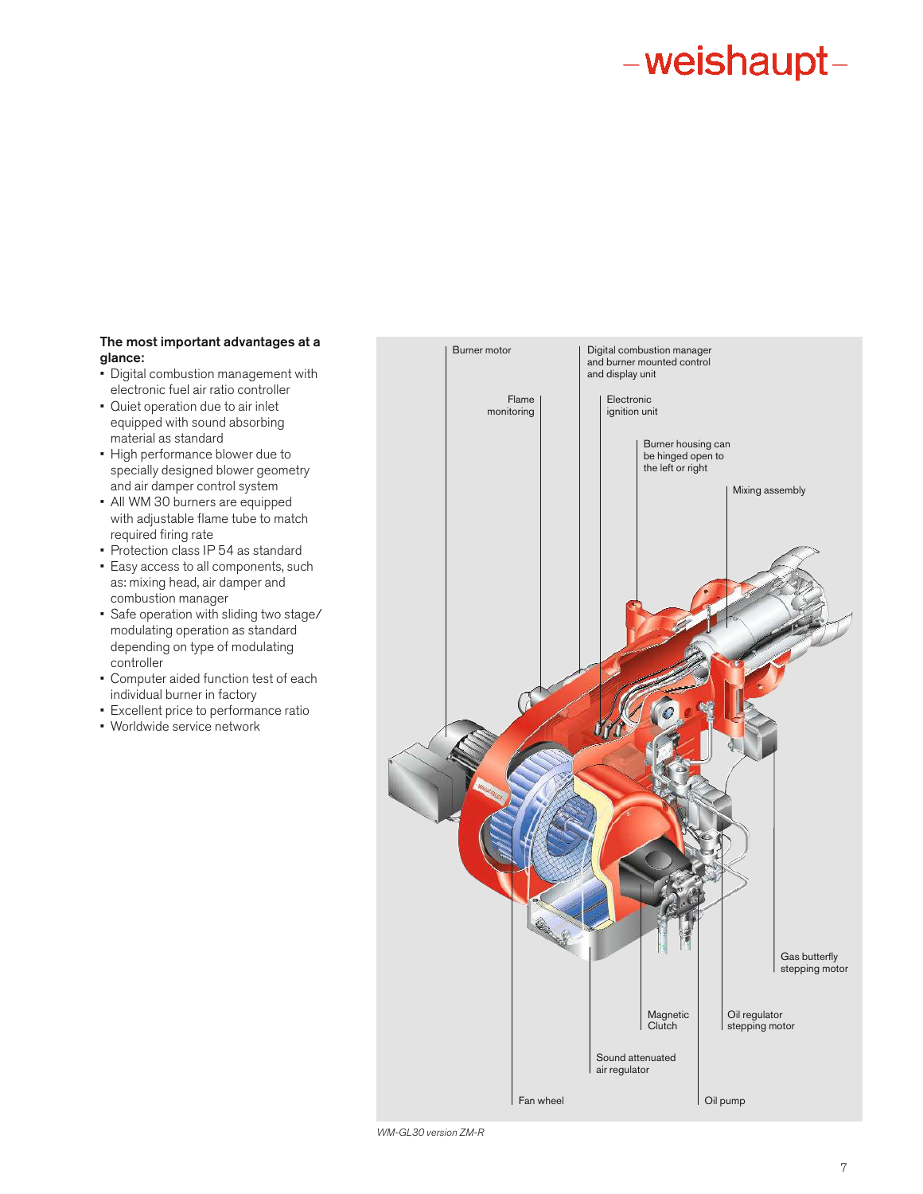**The most important advantages at a glance:**

- Digital combustion management with electronic fuel air ratio controller
- Quiet operation due to air inlet equipped with sound absorbing material as standard
- High performance blower due to specially designed blower geometry and air damper control system
- All WM 30 burners are equipped with adjustable flame tube to match required firing rate
- Protection class IP 54 as standard
- Easy access to all components, such as: mixing head, air damper and combustion manager
- Safe operation with sliding two stage/ modulating operation as standard depending on type of modulating controller
- Computer aided function test of each individual burner in factory
- Excellent price to performance ratio
- Worldwide service network

Burner motor

Digital combustion manager and burner mounted control and display unit

Flame monitoring

Electronic ignition unit

Burner housing can be hinged open to the left or right

Mixing assembly

Gas butterfly stepping motor

Magnetic Clutch

Oil regulator stepping motor

Sound attenuated air regulator

Fan wheel

Oil pump

*WM-GL30 version ZM-R*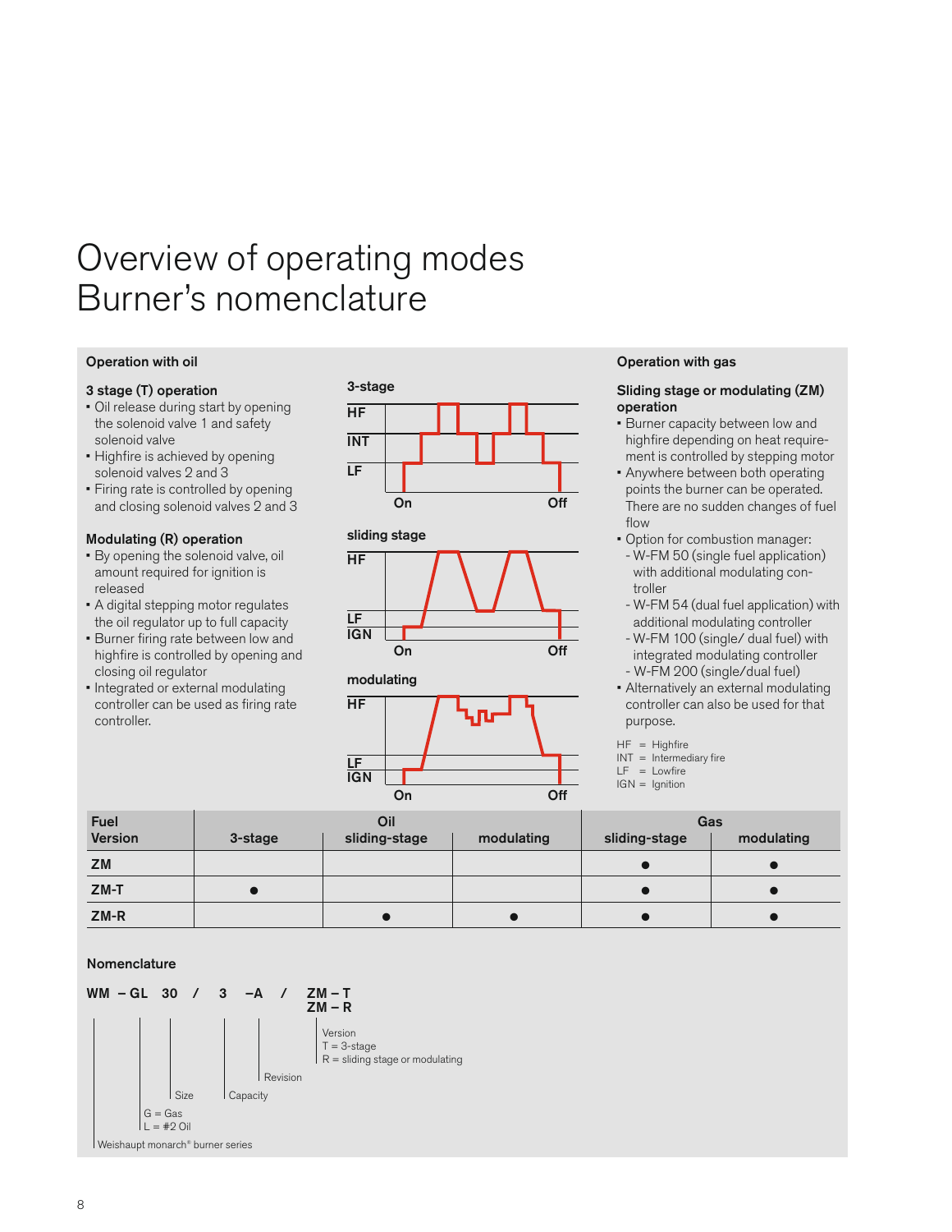# Overview of operating modes
# Burner's nomenclature

## Operation with oil

### 3 stage (T) operation

- Oil release during start by opening the solenoid valve 1 and safety solenoid valve
- Highfire is achieved by opening solenoid valves 2 and 3
- Firing rate is controlled by opening and closing solenoid valves 2 and 3

### Modulating (R) operation

- By opening the solenoid valve, oil amount required for ignition is released
- A digital stepping motor regulates the oil regulator up to full capacity
- Burner firing rate between low and highfire is controlled by opening and closing oil regulator
- Integrated or external modulating controller can be used as firing rate controller.

3-stage

HF, INT, LF, On, Off

sliding stage

HF, LF, IGN, On, Off

modulating

HF, LF, IGN, On, Off

## Operation with gas

### Sliding stage or modulating (ZM) operation

- Burner capacity between low and highfire depending on heat requirement is controlled by stepping motor
- Anywhere between both operating points the burner can be operated. There are no sudden changes of fuel flow
- Option for combustion manager:
  - W-FM 50 (single fuel application) with additional modulating controller
  - W-FM 54 (dual fuel application) with additional modulating controller
  - W-FM 100 (single/ dual fuel) with integrated modulating controller
  - W-FM 200 (single/dual fuel)
- Alternatively an external modulating controller can also be used for that purpose.

HF = Highfire
INT = Intermediary fire
LF = Lowfire
IGN = Ignition

| Fuel | Oil | | | Gas | |
|---|---|---|---|---|---|
| Version | 3-stage | sliding-stage | modulating | sliding-stage | modulating |
| ZM | | | | ● | ● |
| ZM-T | ● | | | ● | ● |
| ZM-R | | ● | ● | ● | ● |

### Nomenclature

WM – GL 30 / 3 –A / ZM – T
ZM – R

- WM: Weishaupt monarch® burner series
- G = Gas, L = #2 Oil
- 30: Size
- 3: Capacity
- A: Revision
- Version: T = 3-stage, R = sliding stage or modulating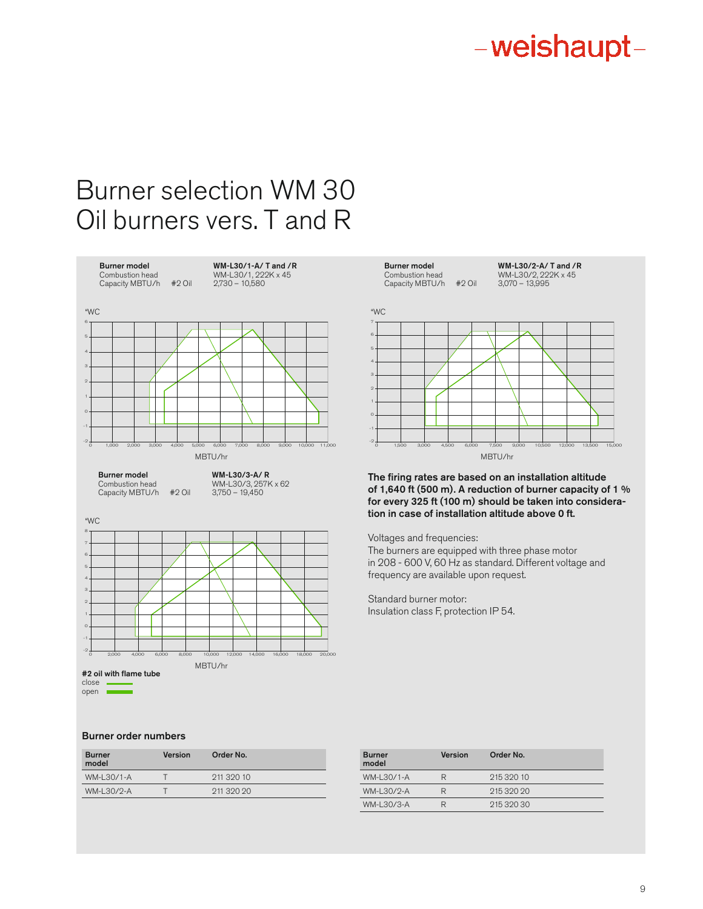# Burner selection WM 30 Oil burners vers. T and R

| Burner model | | WM-L30/1-A/ T and /R |
|---|---|---|
| Combustion head | | WM-L30/1, 222K x 45 |
| Capacity MBTU/h | #2 Oil | 2,730 – 10,580 |

| Burner model | | WM-L30/2-A/ T and /R |
|---|---|---|
| Combustion head | | WM-L30/2, 222K x 45 |
| Capacity MBTU/h | #2 Oil | 3,070 – 13,995 |

| Burner model | | WM-L30/3-A/ R |
|---|---|---|
| Combustion head | | WM-L30/3, 257K x 62 |
| Capacity MBTU/h | #2 Oil | 3,750 – 19,450 |

**#2 oil with flame tube**
close
open

**The firing rates are based on an installation altitude of 1,640 ft (500 m). A reduction of burner capacity of 1 % for every 325 ft (100 m) should be taken into consideration in case of installation altitude above 0 ft.**

Voltages and frequencies:
The burners are equipped with three phase motor in 208 - 600 V, 60 Hz as standard. Different voltage and frequency are available upon request.

Standard burner motor:
Insulation class F, protection IP 54.

### Burner order numbers

| Burner model | Version | Order No. |
|---|---|---|
| WM-L30/1-A | T | 211 320 10 |
| WM-L30/2-A | T | 211 320 20 |

| Burner model | Version | Order No. |
|---|---|---|
| WM-L30/1-A | R | 215 320 10 |
| WM-L30/2-A | R | 215 320 20 |
| WM-L30/3-A | R | 215 320 30 |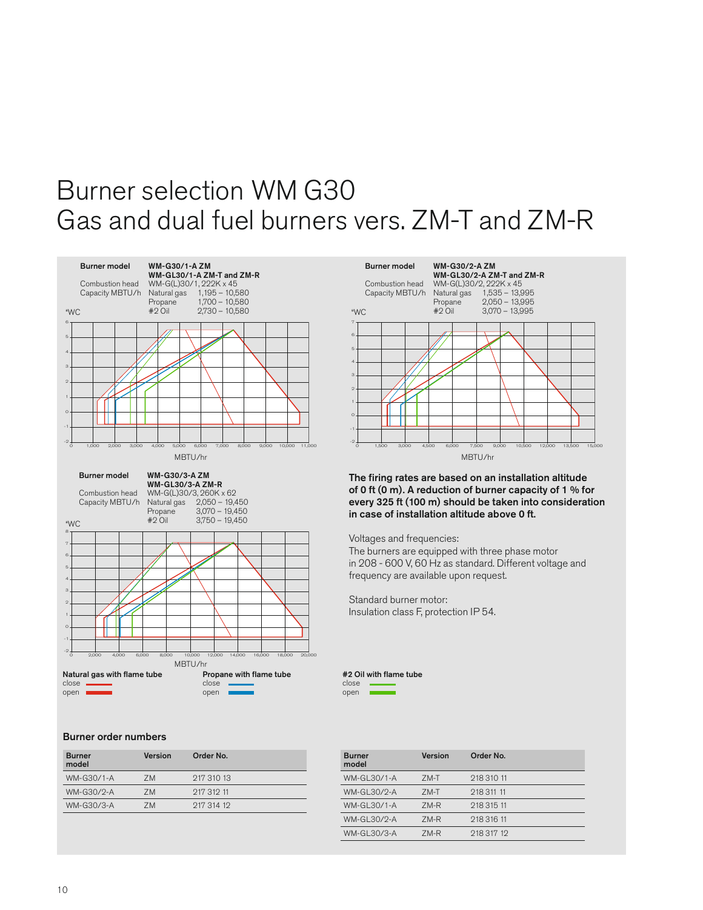# Burner selection WM G30
## Gas and dual fuel burners vers. ZM-T and ZM-R

**Burner model** **WM-G30/1-A ZM**
**WM-GL30/1-A ZM-T and ZM-R**

| | | |
|---|---|---|
| Combustion head | WM-G(L)30/1, 222K x 45 | |
| Capacity MBTU/h | Natural gas | 1,195 – 10,580 |
| | Propane | 1,700 – 10,580 |
| | #2 Oil | 2,730 – 10,580 |

"WC

MBTU/hr

**Burner model** **WM-G30/2-A ZM**
**WM-GL30/2-A ZM-T and ZM-R**

| | | |
|---|---|---|
| Combustion head | WM-G(L)30/2, 222K x 45 | |
| Capacity MBTU/h | Natural gas | 1,535 – 13,995 |
| | Propane | 2,050 – 13,995 |
| | #2 Oil | 3,070 – 13,995 |

"WC

MBTU/hr

**Burner model** **WM-G30/3-A ZM**
**WM-GL30/3-A ZM-R**

| | | |
|---|---|---|
| Combustion head | WM-G(L)30/3, 260K x 62 | |
| Capacity MBTU/h | Natural gas | 2,050 – 19,450 |
| | Propane | 3,070 – 19,450 |
| | #2 Oil | 3,750 – 19,450 |

"WC

MBTU/hr

**The firing rates are based on an installation altitude of 0 ft (0 m). A reduction of burner capacity of 1 % for every 325 ft (100 m) should be taken into consideration in case of installation altitude above 0 ft.**

Voltages and frequencies:
The burners are equipped with three phase motor in 208 - 600 V, 60 Hz as standard. Different voltage and frequency are available upon request.

Standard burner motor:
Insulation class F, protection IP 54.

**Natural gas with flame tube**
close
open

**Propane with flame tube**
close
open

**#2 Oil with flame tube**
close
open

### Burner order numbers

| Burner model | Version | Order No. |
|---|---|---|
| WM-G30/1-A | ZM | 217 310 13 |
| WM-G30/2-A | ZM | 217 312 11 |
| WM-G30/3-A | ZM | 217 314 12 |

| Burner model | Version | Order No. |
|---|---|---|
| WM-GL30/1-A | ZM-T | 218 310 11 |
| WM-GL30/2-A | ZM-T | 218 311 11 |
| WM-GL30/1-A | ZM-R | 218 315 11 |
| WM-GL30/2-A | ZM-R | 218 316 11 |
| WM-GL30/3-A | ZM-R | 218 317 12 |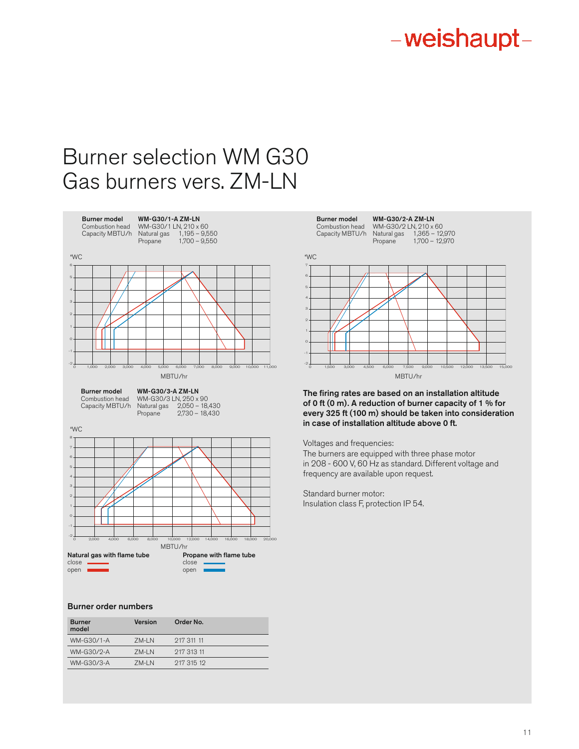# Burner selection WM G30
# Gas burners vers. ZM-LN

**Burner model** — **WM-G30/1-A ZM-LN**
Combustion head — WM-G30/1 LN, 210 x 60
Capacity MBTU/h — Natural gas 1,195 – 9,550
Propane 1,700 – 9,550

"WC

MBTU/hr

**Burner model** — **WM-G30/2-A ZM-LN**
Combustion head — WM-G30/2 LN, 210 x 60
Capacity MBTU/h — Natural gas 1,365 – 12,970
Propane 1,700 – 12,970

"WC

MBTU/hr

**Burner model** — **WM-G30/3-A ZM-LN**
Combustion head — WM-G30/3 LN, 250 x 90
Capacity MBTU/h — Natural gas 2,050 – 18,430
Propane 2,730 – 18,430

"WC

MBTU/hr

**Natural gas with flame tube**
close
open

**Propane with flame tube**
close
open

**The firing rates are based on an installation altitude of 0 ft (0 m). A reduction of burner capacity of 1 % for every 325 ft (100 m) should be taken into consideration in case of installation altitude above 0 ft.**

Voltages and frequencies:
The burners are equipped with three phase motor in 208 - 600 V, 60 Hz as standard. Different voltage and frequency are available upon request.

Standard burner motor:
Insulation class F, protection IP 54.

## Burner order numbers

| Burner model | Version | Order No. |
|---|---|---|
| WM-G30/1-A | ZM-LN | 217 311 11 |
| WM-G30/2-A | ZM-LN | 217 313 11 |
| WM-G30/3-A | ZM-LN | 217 315 12 |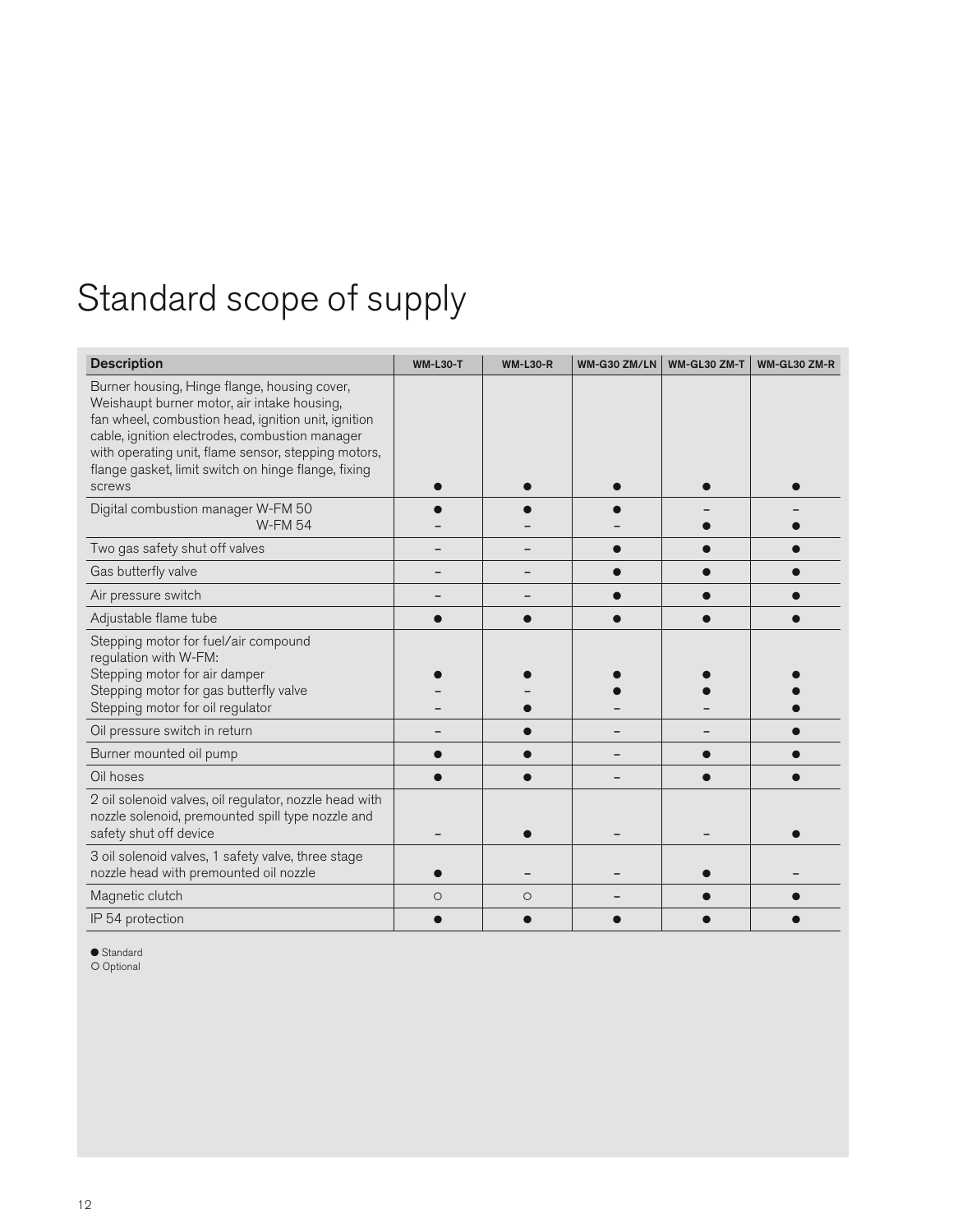# Standard scope of supply

| Description | WM-L30-T | WM-L30-R | WM-G30 ZM/LN | WM-GL30 ZM-T | WM-GL30 ZM-R |
|---|---|---|---|---|---|
| Burner housing, Hinge flange, housing cover, Weishaupt burner motor, air intake housing, fan wheel, combustion head, ignition unit, ignition cable, ignition electrodes, combustion manager with operating unit, flame sensor, stepping motors, flange gasket, limit switch on hinge flange, fixing screws | ● | ● | ● | ● | ● |
| Digital combustion manager W-FM 50<br>W-FM 54 | ●<br>– | ●<br>– | ●<br>– | –<br>● | –<br>● |
| Two gas safety shut off valves | – | – | ● | ● | ● |
| Gas butterfly valve | – | – | ● | ● | ● |
| Air pressure switch | – | – | ● | ● | ● |
| Adjustable flame tube | ● | ● | ● | ● | ● |
| Stepping motor for fuel/air compound regulation with W-FM:<br>Stepping motor for air damper<br>Stepping motor for gas butterfly valve<br>Stepping motor for oil regulator | <br>●<br>–<br>– | <br>●<br>–<br>● | <br>●<br>●<br>– | <br>●<br>●<br>– | <br>●<br>●<br>● |
| Oil pressure switch in return | – | ● | – | – | ● |
| Burner mounted oil pump | ● | ● | – | ● | ● |
| Oil hoses | ● | ● | – | ● | ● |
| 2 oil solenoid valves, oil regulator, nozzle head with nozzle solenoid, premounted spill type nozzle and safety shut off device | – | ● | – | – | ● |
| 3 oil solenoid valves, 1 safety valve, three stage nozzle head with premounted oil nozzle | ● | – | – | ● | – |
| Magnetic clutch | ○ | ○ | – | ● | ● |
| IP 54 protection | ● | ● | ● | ● | ● |

● Standard
○ Optional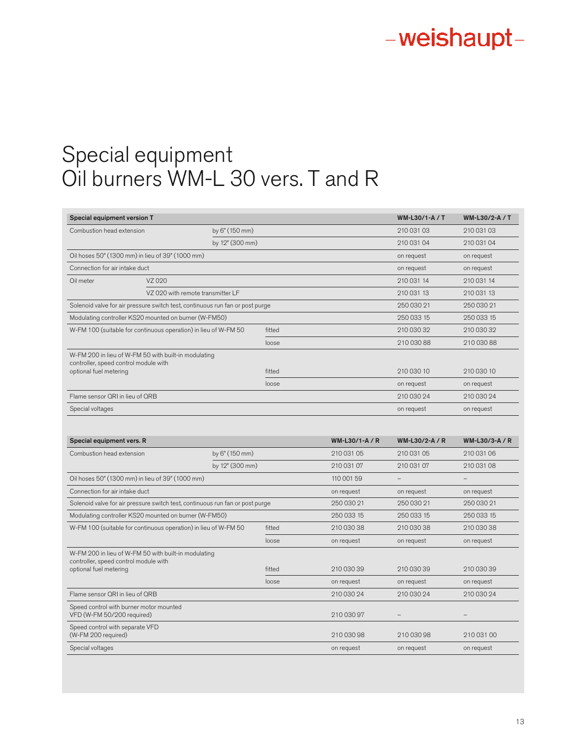# Special equipment
# Oil burners WM-L 30 vers. T and R

| Special equipment version T | | | WM-L30/1-A / T | WM-L30/2-A / T |
|---|---|---|---|---|
| Combustion head extension | by 6" (150 mm) | | 210 031 03 | 210 031 03 |
| | by 12" (300 mm) | | 210 031 04 | 210 031 04 |
| Oil hoses 50" (1300 mm) in lieu of 39" (1000 mm) | | | on request | on request |
| Connection for air intake duct | | | on request | on request |
| Oil meter | VZ 020 | | 210 031 14 | 210 031 14 |
| | VZ 020 with remote transmitter LF | | 210 031 13 | 210 031 13 |
| Solenoid valve for air pressure switch test, continuous run fan or post purge | | | 250 030 21 | 250 030 21 |
| Modulating controller KS20 mounted on burner (W-FM50) | | | 250 033 15 | 250 033 15 |
| W-FM 100 (suitable for continuous operation) in lieu of W-FM 50 | | fitted | 210 030 32 | 210 030 32 |
| | | loose | 210 030 88 | 210 030 88 |
| W-FM 200 in lieu of W-FM 50 with built-in modulating controller, speed control module with optional fuel metering | | fitted | 210 030 10 | 210 030 10 |
| | | loose | on request | on request |
| Flame sensor QRI in lieu of QRB | | | 210 030 24 | 210 030 24 |
| Special voltages | | | on request | on request |

| Special equipment vers. R | | | WM-L30/1-A / R | WM-L30/2-A / R | WM-L30/3-A / R |
|---|---|---|---|---|---|
| Combustion head extension | by 6" (150 mm) | | 210 031 05 | 210 031 05 | 210 031 06 |
| | by 12" (300 mm) | | 210 031 07 | 210 031 07 | 210 031 08 |
| Oil hoses 50" (1300 mm) in lieu of 39" (1000 mm) | | | 110 001 59 | – | – |
| Connection for air intake duct | | | on request | on request | on request |
| Solenoid valve for air pressure switch test, continuous run fan or post purge | | | 250 030 21 | 250 030 21 | 250 030 21 |
| Modulating controller KS20 mounted on burner (W-FM50) | | | 250 033 15 | 250 033 15 | 250 033 15 |
| W-FM 100 (suitable for continuous operation) in lieu of W-FM 50 | | fitted | 210 030 38 | 210 030 38 | 210 030 38 |
| | | loose | on request | on request | on request |
| W-FM 200 in lieu of W-FM 50 with built-in modulating controller, speed control module with optional fuel metering | | fitted | 210 030 39 | 210 030 39 | 210 030 39 |
| | | loose | on request | on request | on request |
| Flame sensor QRI in lieu of QRB | | | 210 030 24 | 210 030 24 | 210 030 24 |
| Speed control with burner motor mounted VFD (W-FM 50/200 required) | | | 210 030 97 | – | – |
| Speed control with separate VFD (W-FM 200 required) | | | 210 030 98 | 210 030 98 | 210 031 00 |
| Special voltages | | | on request | on request | on request |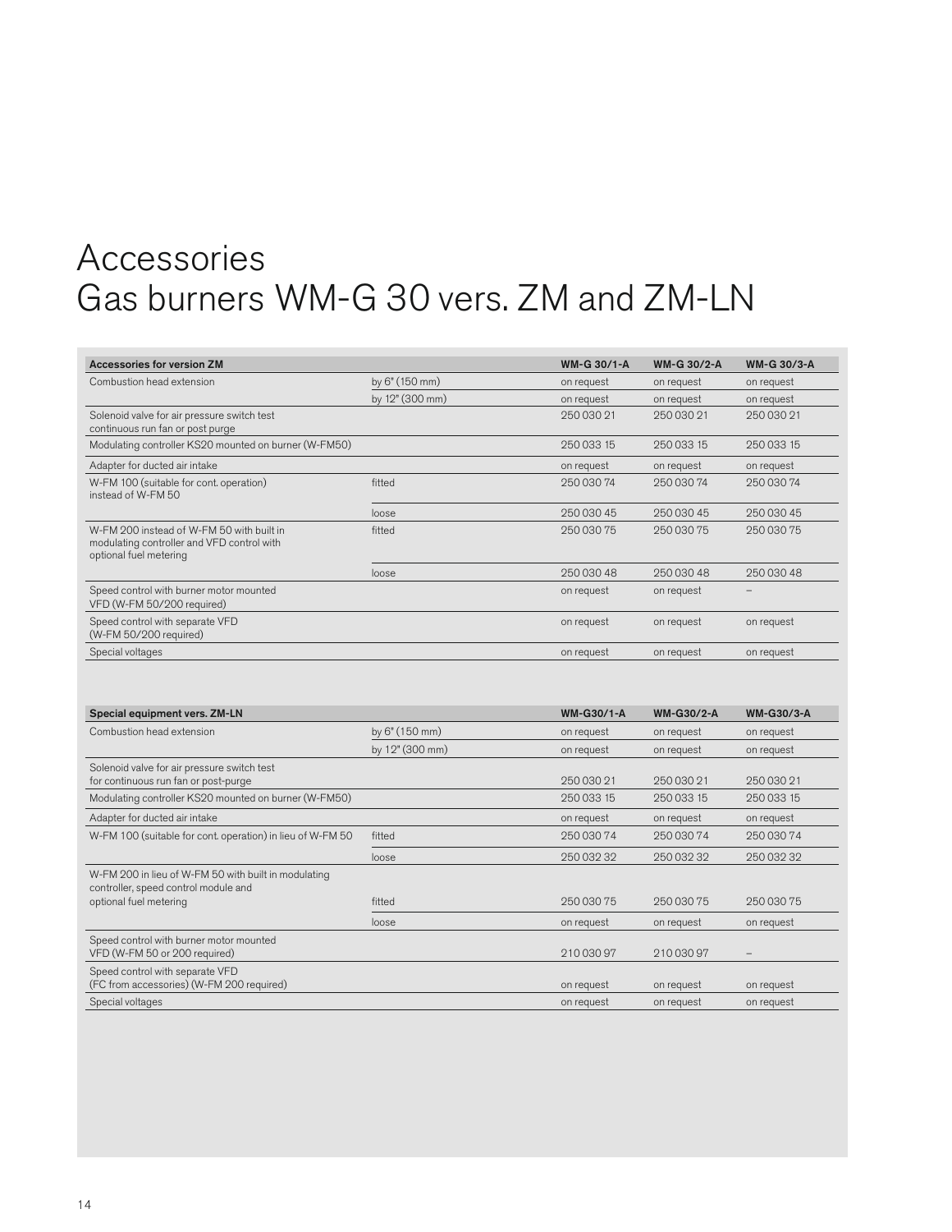# Accessories
# Gas burners WM-G 30 vers. ZM and ZM-LN

| Accessories for version ZM | | WM-G 30/1-A | WM-G 30/2-A | WM-G 30/3-A |
|---|---|---|---|---|
| Combustion head extension | by 6" (150 mm) | on request | on request | on request |
| | by 12" (300 mm) | on request | on request | on request |
| Solenoid valve for air pressure switch test continuous run fan or post purge | | 250 030 21 | 250 030 21 | 250 030 21 |
| Modulating controller KS20 mounted on burner (W-FM50) | | 250 033 15 | 250 033 15 | 250 033 15 |
| Adapter for ducted air intake | | on request | on request | on request |
| W-FM 100 (suitable for cont. operation) instead of W-FM 50 | fitted | 250 030 74 | 250 030 74 | 250 030 74 |
| | loose | 250 030 45 | 250 030 45 | 250 030 45 |
| W-FM 200 instead of W-FM 50 with built in modulating controller and VFD control with optional fuel metering | fitted | 250 030 75 | 250 030 75 | 250 030 75 |
| | loose | 250 030 48 | 250 030 48 | 250 030 48 |
| Speed control with burner motor mounted VFD (W-FM 50/200 required) | | on request | on request | – |
| Speed control with separate VFD (W-FM 50/200 required) | | on request | on request | on request |
| Special voltages | | on request | on request | on request |

| Special equipment vers. ZM-LN | | WM-G30/1-A | WM-G30/2-A | WM-G30/3-A |
|---|---|---|---|---|
| Combustion head extension | by 6" (150 mm) | on request | on request | on request |
| | by 12" (300 mm) | on request | on request | on request |
| Solenoid valve for air pressure switch test for continuous run fan or post-purge | | 250 030 21 | 250 030 21 | 250 030 21 |
| Modulating controller KS20 mounted on burner (W-FM50) | | 250 033 15 | 250 033 15 | 250 033 15 |
| Adapter for ducted air intake | | on request | on request | on request |
| W-FM 100 (suitable for cont. operation) in lieu of W-FM 50 | fitted | 250 030 74 | 250 030 74 | 250 030 74 |
| | loose | 250 032 32 | 250 032 32 | 250 032 32 |
| W-FM 200 in lieu of W-FM 50 with built in modulating controller, speed control module and optional fuel metering | fitted | 250 030 75 | 250 030 75 | 250 030 75 |
| | loose | on request | on request | on request |
| Speed control with burner motor mounted VFD (W-FM 50 or 200 required) | | 210 030 97 | 210 030 97 | – |
| Speed control with separate VFD (FC from accessories) (W-FM 200 required) | | on request | on request | on request |
| Special voltages | | on request | on request | on request |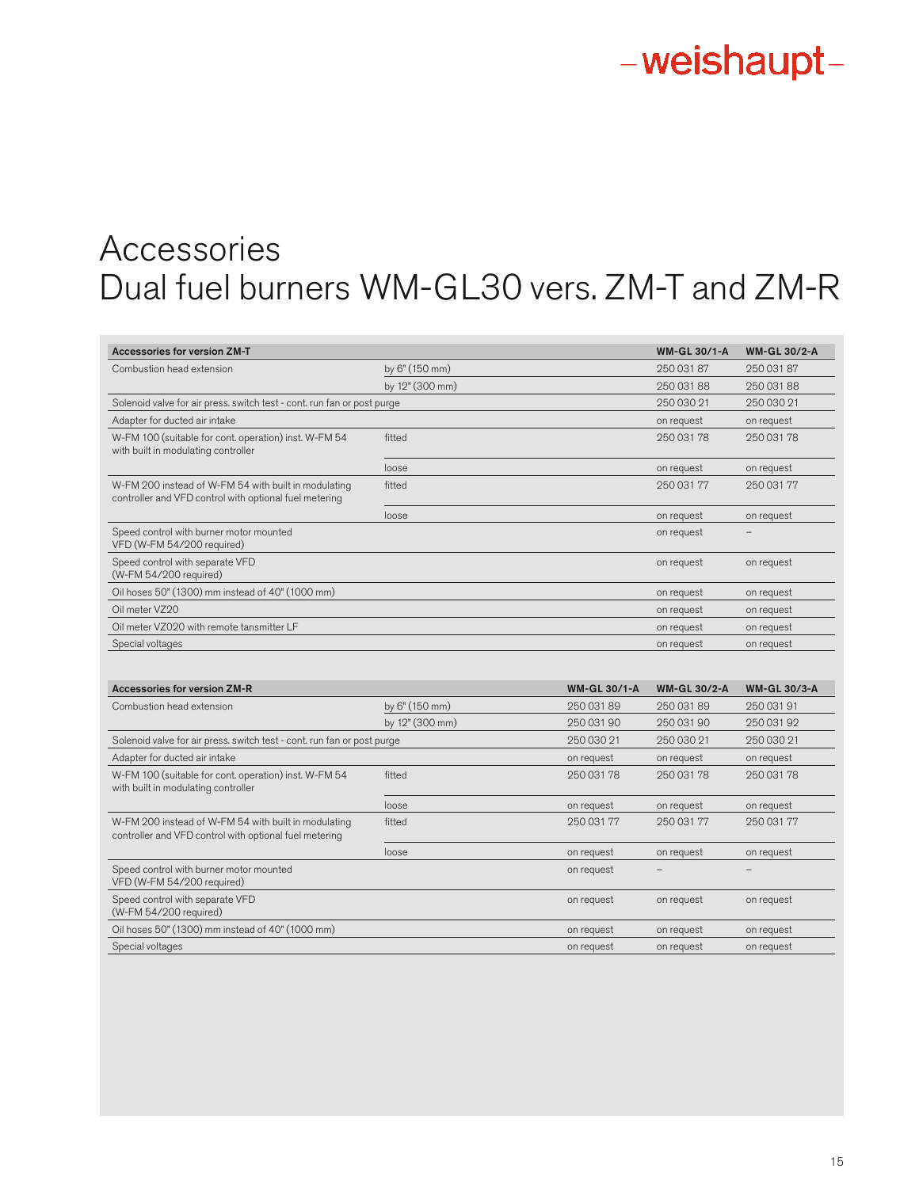# Accessories
# Dual fuel burners WM-GL30 vers. ZM-T and ZM-R

| Accessories for version ZM-T | | WM-GL 30/1-A | WM-GL 30/2-A |
|---|---|---|---|
| Combustion head extension | by 6" (150 mm) | 250 031 87 | 250 031 87 |
| | by 12" (300 mm) | 250 031 88 | 250 031 88 |
| Solenoid valve for air press. switch test - cont. run fan or post purge | | 250 030 21 | 250 030 21 |
| Adapter for ducted air intake | | on request | on request |
| W-FM 100 (suitable for cont. operation) inst. W-FM 54 with built in modulating controller | fitted | 250 031 78 | 250 031 78 |
| | loose | on request | on request |
| W-FM 200 instead of W-FM 54 with built in modulating controller and VFD control with optional fuel metering | fitted | 250 031 77 | 250 031 77 |
| | loose | on request | on request |
| Speed control with burner motor mounted VFD (W-FM 54/200 required) | | on request | – |
| Speed control with separate VFD (W-FM 54/200 required) | | on request | on request |
| Oil hoses 50" (1300) mm instead of 40" (1000 mm) | | on request | on request |
| Oil meter VZ20 | | on request | on request |
| Oil meter VZ020 with remote tansmitter LF | | on request | on request |
| Special voltages | | on request | on request |

| Accessories for version ZM-R | | WM-GL 30/1-A | WM-GL 30/2-A | WM-GL 30/3-A |
|---|---|---|---|---|
| Combustion head extension | by 6" (150 mm) | 250 031 89 | 250 031 89 | 250 031 91 |
| | by 12" (300 mm) | 250 031 90 | 250 031 90 | 250 031 92 |
| Solenoid valve for air press. switch test - cont. run fan or post purge | | 250 030 21 | 250 030 21 | 250 030 21 |
| Adapter for ducted air intake | | on request | on request | on request |
| W-FM 100 (suitable for cont. operation) inst. W-FM 54 with built in modulating controller | fitted | 250 031 78 | 250 031 78 | 250 031 78 |
| | loose | on request | on request | on request |
| W-FM 200 instead of W-FM 54 with built in modulating controller and VFD control with optional fuel metering | fitted | 250 031 77 | 250 031 77 | 250 031 77 |
| | loose | on request | on request | on request |
| Speed control with burner motor mounted VFD (W-FM 54/200 required) | | on request | – | – |
| Speed control with separate VFD (W-FM 54/200 required) | | on request | on request | on request |
| Oil hoses 50" (1300) mm instead of 40" (1000 mm) | | on request | on request | on request |
| Special voltages | | on request | on request | on request |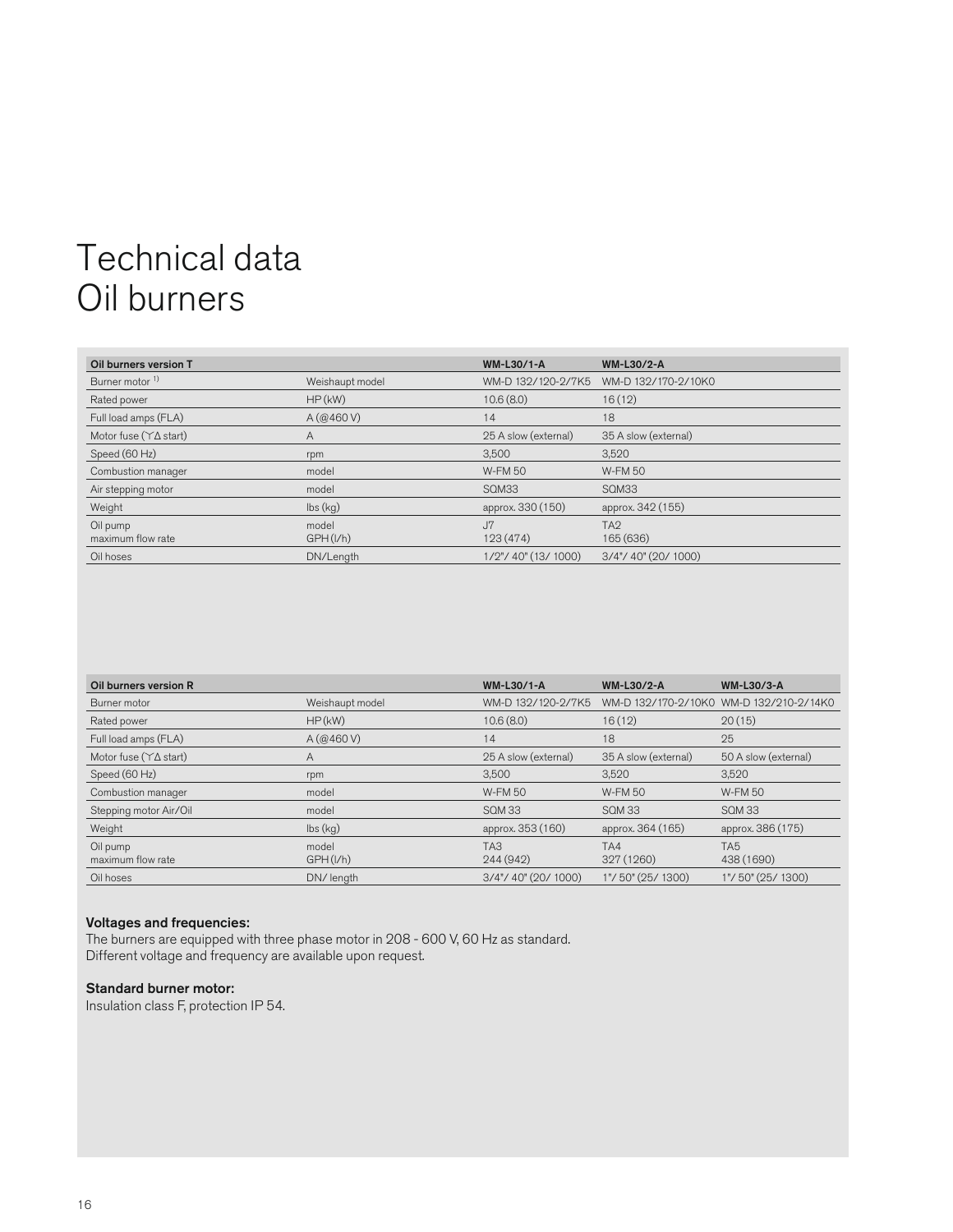# Technical data
# Oil burners

| Oil burners version T | | WM-L30/1-A | WM-L30/2-A |
|---|---|---|---|
| Burner motor [1] | Weishaupt model | WM-D 132/120-2/7K5 | WM-D 132/170-2/10K0 |
| Rated power | HP (kW) | 10.6 (8.0) | 16 (12) |
| Full load amps (FLA) | A (@460 V) | 14 | 18 |
| Motor fuse (ϒΔ start) | A | 25 A slow (external) | 35 A slow (external) |
| Speed (60 Hz) | rpm | 3,500 | 3,520 |
| Combustion manager | model | W-FM 50 | W-FM 50 |
| Air stepping motor | model | SQM33 | SQM33 |
| Weight | lbs (kg) | approx. 330 (150) | approx. 342 (155) |
| Oil pump<br>maximum flow rate | model<br>GPH (l/h) | J7<br>123 (474) | TA2<br>165 (636) |
| Oil hoses | DN/Length | 1/2"/ 40" (13/ 1000) | 3/4"/ 40" (20/ 1000) |

| Oil burners version R | | WM-L30/1-A | WM-L30/2-A | WM-L30/3-A |
|---|---|---|---|---|
| Burner motor | Weishaupt model | WM-D 132/120-2/7K5 | WM-D 132/170-2/10K0 | WM-D 132/210-2/14K0 |
| Rated power | HP (kW) | 10.6 (8.0) | 16 (12) | 20 (15) |
| Full load amps (FLA) | A (@460 V) | 14 | 18 | 25 |
| Motor fuse (ϒΔ start) | A | 25 A slow (external) | 35 A slow (external) | 50 A slow (external) |
| Speed (60 Hz) | rpm | 3,500 | 3,520 | 3,520 |
| Combustion manager | model | W-FM 50 | W-FM 50 | W-FM 50 |
| Stepping motor Air/Oil | model | SQM 33 | SQM 33 | SQM 33 |
| Weight | lbs (kg) | approx. 353 (160) | approx. 364 (165) | approx. 386 (175) |
| Oil pump<br>maximum flow rate | model<br>GPH (l/h) | TA3<br>244 (942) | TA4<br>327 (1260) | TA5<br>438 (1690) |
| Oil hoses | DN/ length | 3/4"/ 40" (20/ 1000) | 1"/ 50" (25/ 1300) | 1"/ 50" (25/ 1300) |

**Voltages and frequencies:**
The burners are equipped with three phase motor in 208 - 600 V, 60 Hz as standard.
Different voltage and frequency are available upon request.

**Standard burner motor:**
Insulation class F, protection IP 54.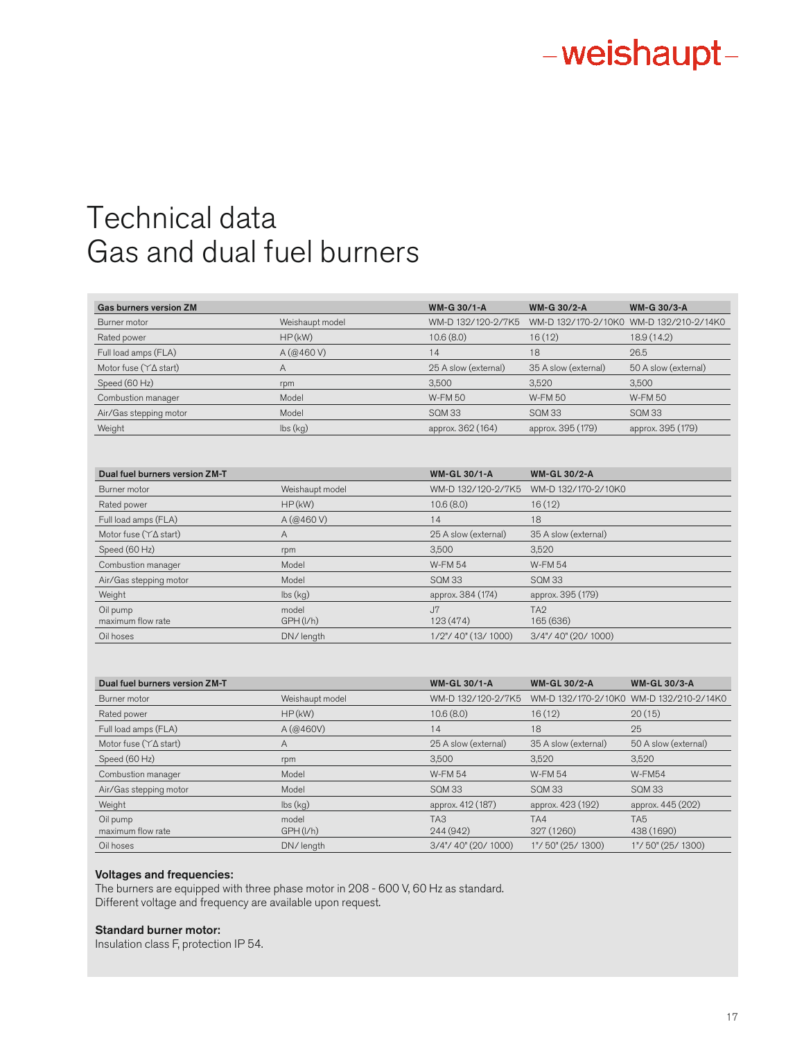# Technical data
# Gas and dual fuel burners

| Gas burners version ZM | | WM-G 30/1-A | WM-G 30/2-A | WM-G 30/3-A |
|---|---|---|---|---|
| Burner motor | Weishaupt model | WM-D 132/120-2/7K5 | WM-D 132/170-2/10K0 | WM-D 132/210-2/14K0 |
| Rated power | HP (kW) | 10.6 (8.0) | 16 (12) | 18.9 (14.2) |
| Full load amps (FLA) | A (@460 V) | 14 | 18 | 26.5 |
| Motor fuse (ϒΔ start) | A | 25 A slow (external) | 35 A slow (external) | 50 A slow (external) |
| Speed (60 Hz) | rpm | 3,500 | 3,520 | 3,500 |
| Combustion manager | Model | W-FM 50 | W-FM 50 | W-FM 50 |
| Air/Gas stepping motor | Model | SQM 33 | SQM 33 | SQM 33 |
| Weight | lbs (kg) | approx. 362 (164) | approx. 395 (179) | approx. 395 (179) |

| Dual fuel burners version ZM-T | | WM-GL 30/1-A | WM-GL 30/2-A |
|---|---|---|---|
| Burner motor | Weishaupt model | WM-D 132/120-2/7K5 | WM-D 132/170-2/10K0 |
| Rated power | HP (kW) | 10.6 (8.0) | 16 (12) |
| Full load amps (FLA) | A (@460 V) | 14 | 18 |
| Motor fuse (ϒΔ start) | A | 25 A slow (external) | 35 A slow (external) |
| Speed (60 Hz) | rpm | 3,500 | 3,520 |
| Combustion manager | Model | W-FM 54 | W-FM 54 |
| Air/Gas stepping motor | Model | SQM 33 | SQM 33 |
| Weight | lbs (kg) | approx. 384 (174) | approx. 395 (179) |
| Oil pump<br>maximum flow rate | model<br>GPH (l/h) | J7<br>123 (474) | TA2<br>165 (636) |
| Oil hoses | DN/ length | 1/2"/ 40" (13/ 1000) | 3/4"/ 40" (20/ 1000) |

| Dual fuel burners version ZM-T | | WM-GL 30/1-A | WM-GL 30/2-A | WM-GL 30/3-A |
|---|---|---|---|---|
| Burner motor | Weishaupt model | WM-D 132/120-2/7K5 | WM-D 132/170-2/10K0 | WM-D 132/210-2/14K0 |
| Rated power | HP (kW) | 10.6 (8.0) | 16 (12) | 20 (15) |
| Full load amps (FLA) | A (@460V) | 14 | 18 | 25 |
| Motor fuse (ϒΔ start) | A | 25 A slow (external) | 35 A slow (external) | 50 A slow (external) |
| Speed (60 Hz) | rpm | 3,500 | 3,520 | 3,520 |
| Combustion manager | Model | W-FM 54 | W-FM 54 | W-FM54 |
| Air/Gas stepping motor | Model | SQM 33 | SQM 33 | SQM 33 |
| Weight | lbs (kg) | approx. 412 (187) | approx. 423 (192) | approx. 445 (202) |
| Oil pump<br>maximum flow rate | model<br>GPH (l/h) | TA3<br>244 (942) | TA4<br>327 (1260) | TA5<br>438 (1690) |
| Oil hoses | DN/ length | 3/4"/ 40" (20/ 1000) | 1"/ 50" (25/ 1300) | 1"/ 50" (25/ 1300) |

**Voltages and frequencies:**
The burners are equipped with three phase motor in 208 - 600 V, 60 Hz as standard.
Different voltage and frequency are available upon request.

**Standard burner motor:**
Insulation class F, protection IP 54.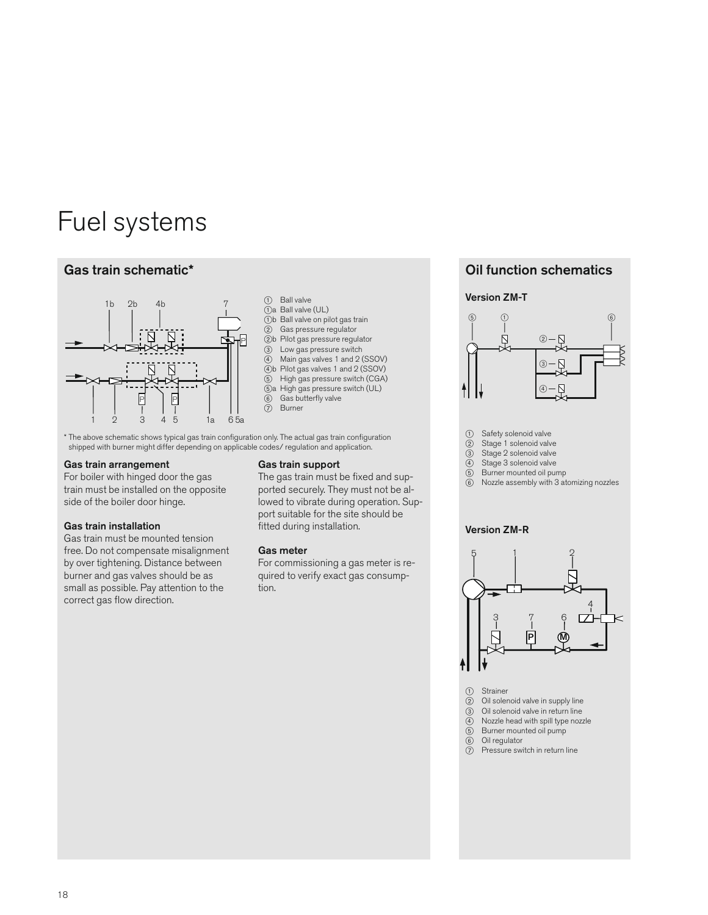# Fuel systems

## Gas train schematic*

1 Ball valve
1a Ball valve (UL)
1b Ball valve on pilot gas train
2 Gas pressure regulator
2b Pilot gas pressure regulator
3 Low gas pressure switch
4 Main gas valves 1 and 2 (SSOV)
4b Pilot gas valves 1 and 2 (SSOV)
5 High gas pressure switch (CGA)
5a High gas pressure switch (UL)
6 Gas butterfly valve
7 Burner

* The above schematic shows typical gas train configuration only. The actual gas train configuration shipped with burner might differ depending on applicable codes/ regulation and application.

**Gas train arrangement**
For boiler with hinged door the gas train must be installed on the opposite side of the boiler door hinge.

**Gas train installation**
Gas train must be mounted tension free. Do not compensate misalignment by over tightening. Distance between burner and gas valves should be as small as possible. Pay attention to the correct gas flow direction.

**Gas train support**
The gas train must be fixed and supported securely. They must not be allowed to vibrate during operation. Support suitable for the site should be fitted during installation.

**Gas meter**
For commissioning a gas meter is required to verify exact gas consumption.

## Oil function schematics

### Version ZM-T

1 Safety solenoid valve
2 Stage 1 solenoid valve
3 Stage 2 solenoid valve
4 Stage 3 solenoid valve
5 Burner mounted oil pump
6 Nozzle assembly with 3 atomizing nozzles

### Version ZM-R

1 Strainer
2 Oil solenoid valve in supply line
3 Oil solenoid valve in return line
4 Nozzle head with spill type nozzle
5 Burner mounted oil pump
6 Oil regulator
7 Pressure switch in return line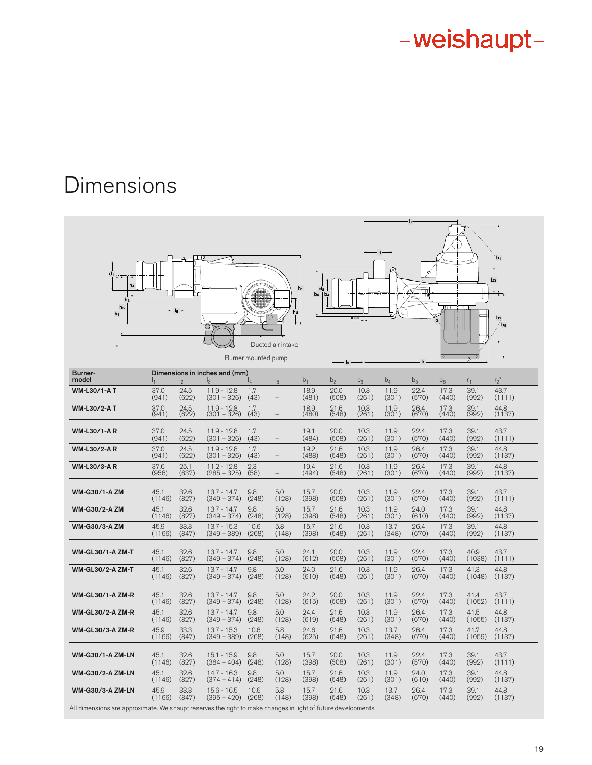# Dimensions

Ducted air intake

Burner mounted pump

| Burner-model | Dimensions in inches and (mm) $l_1$ | $l_2$ | $l_3$ | $l_4$ | $l_5$ | $b_1$ | $b_2$ | $b_3$ | $b_4$ | $b_5$ | $b_6$ | $r_1$ | $r_2$* |
|---|---|---|---|---|---|---|---|---|---|---|---|---|---|
| **WM-L30/1-A T** | 37.0 (941) | 24.5 (622) | 11.9 - 12.8 (301 – 326) | 1.7 (43) | – | 18.9 (481) | 20.0 (508) | 10.3 (261) | 11.9 (301) | 22.4 (570) | 17.3 (440) | 39.1 (992) | 43.7 (1111) |
| **WM-L30/2-A T** | 37.0 (941) | 24.5 (622) | 11.9 - 12.8 (301 – 326) | 1.7 (43) | – | 18.9 (480) | 21.6 (548) | 10.3 (261) | 11.9 (301) | 26.4 (670) | 17.3 (440) | 39.1 (992) | 44.8 (1137) |
| **WM-L30/1-A R** | 37.0 (941) | 24.5 (622) | 11.9 - 12.8 (301 – 326) | 1.7 (43) | – | 19.1 (484) | 20.0 (508) | 10.3 (261) | 11.9 (301) | 22.4 (570) | 17.3 (440) | 39.1 (992) | 43.7 (1111) |
| **WM-L30/2-A R** | 37.0 (941) | 24.5 (622) | 11.9 - 12.8 (301 – 326) | 1.7 (43) | – | 19.2 (488) | 21.6 (548) | 10.3 (261) | 11.9 (301) | 26.4 (670) | 17.3 (440) | 39.1 (992) | 44.8 (1137) |
| **WM-L30/3-A R** | 37.6 (956) | 25.1 (637) | 11.2 - 12.8 (285 – 325) | 2.3 (58) | – | 19.4 (494) | 21.6 (548) | 10.3 (261) | 11.9 (301) | 26.4 (670) | 17.3 (440) | 39.1 (992) | 44.8 (1137) |
| **WM-G30/1-A ZM** | 45.1 (1146) | 32.6 (827) | 13.7 - 14.7 (349 – 374) | 9.8 (248) | 5.0 (128) | 15.7 (398) | 20.0 (508) | 10.3 (261) | 11.9 (301) | 22.4 (570) | 17.3 (440) | 39.1 (992) | 43.7 (1111) |
| **WM-G30/2-A ZM** | 45.1 (1146) | 32.6 (827) | 13.7 - 14.7 (349 – 374) | 9.8 (248) | 5.0 (128) | 15.7 (398) | 21.6 (548) | 10.3 (261) | 11.9 (301) | 24.0 (610) | 17.3 (440) | 39.1 (992) | 44.8 (1137) |
| **WM-G30/3-A ZM** | 45.9 (1166) | 33.3 (847) | 13.7 - 15.3 (349 – 389) | 10.6 (268) | 5.8 (148) | 15.7 (398) | 21.6 (548) | 10.3 (261) | 13.7 (348) | 26.4 (670) | 17.3 (440) | 39.1 (992) | 44.8 (1137) |
| **WM-GL30/1-A ZM-T** | 45.1 (1146) | 32.6 (827) | 13.7 - 14.7 (349 – 374) | 9.8 (248) | 5.0 (128) | 24.1 (612) | 20.0 (508) | 10.3 (261) | 11.9 (301) | 22.4 (570) | 17.3 (440) | 40.9 (1038) | 43.7 (1111) |
| **WM-GL30/2-A ZM-T** | 45.1 (1146) | 32.6 (827) | 13.7 - 14.7 (349 – 374) | 9.8 (248) | 5.0 (128) | 24.0 (610) | 21.6 (548) | 10.3 (261) | 11.9 (301) | 26.4 (670) | 17.3 (440) | 41.3 (1048) | 44.8 (1137) |
| **WM-GL30/1-A ZM-R** | 45.1 (1146) | 32.6 (827) | 13.7 - 14.7 (349 – 374) | 9.8 (248) | 5.0 (128) | 24.2 (615) | 20.0 (508) | 10.3 (261) | 11.9 (301) | 22.4 (570) | 17.3 (440) | 41.4 (1052) | 43.7 (1111) |
| **WM-GL30/2-A ZM-R** | 45.1 (1146) | 32.6 (827) | 13.7 - 14.7 (349 – 374) | 9.8 (248) | 5.0 (128) | 24.4 (619) | 21.6 (548) | 10.3 (261) | 11.9 (301) | 26.4 (670) | 17.3 (440) | 41.5 (1055) | 44.8 (1137) |
| **WM-GL30/3-A ZM-R** | 45.9 (1166) | 33.3 (847) | 13.7 - 15.3 (349 – 389) | 10.6 (268) | 5.8 (148) | 24.6 (625) | 21.6 (548) | 10.3 (261) | 13.7 (348) | 26.4 (670) | 17.3 (440) | 41.7 (1059) | 44.8 (1137) |
| **WM-G30/1-A ZM-LN** | 45.1 (1146) | 32.6 (827) | 15.1 - 15.9 (384 – 404) | 9.8 (248) | 5.0 (128) | 15.7 (398) | 20.0 (508) | 10.3 (261) | 11.9 (301) | 22.4 (570) | 17.3 (440) | 39.1 (992) | 43.7 (1111) |
| **WM-G30/2-A ZM-LN** | 45.1 (1146) | 32.6 (827) | 14.7 - 16.3 (374 – 414) | 9.8 (248) | 5.0 (128) | 15.7 (398) | 21.6 (548) | 10.3 (261) | 11.9 (301) | 24.0 (610) | 17.3 (440) | 39.1 (992) | 44.8 (1137) |
| **WM-G30/3-A ZM-LN** | 45.9 (1166) | 33.3 (847) | 15.6 - 16.5 (395 – 420) | 10.6 (268) | 5.8 (148) | 15.7 (398) | 21.6 (548) | 10.3 (261) | 13.7 (348) | 26.4 (670) | 17.3 (440) | 39.1 (992) | 44.8 (1137) |

All dimensions are approximate. Weishaupt reserves the right to make changes in light of future developments.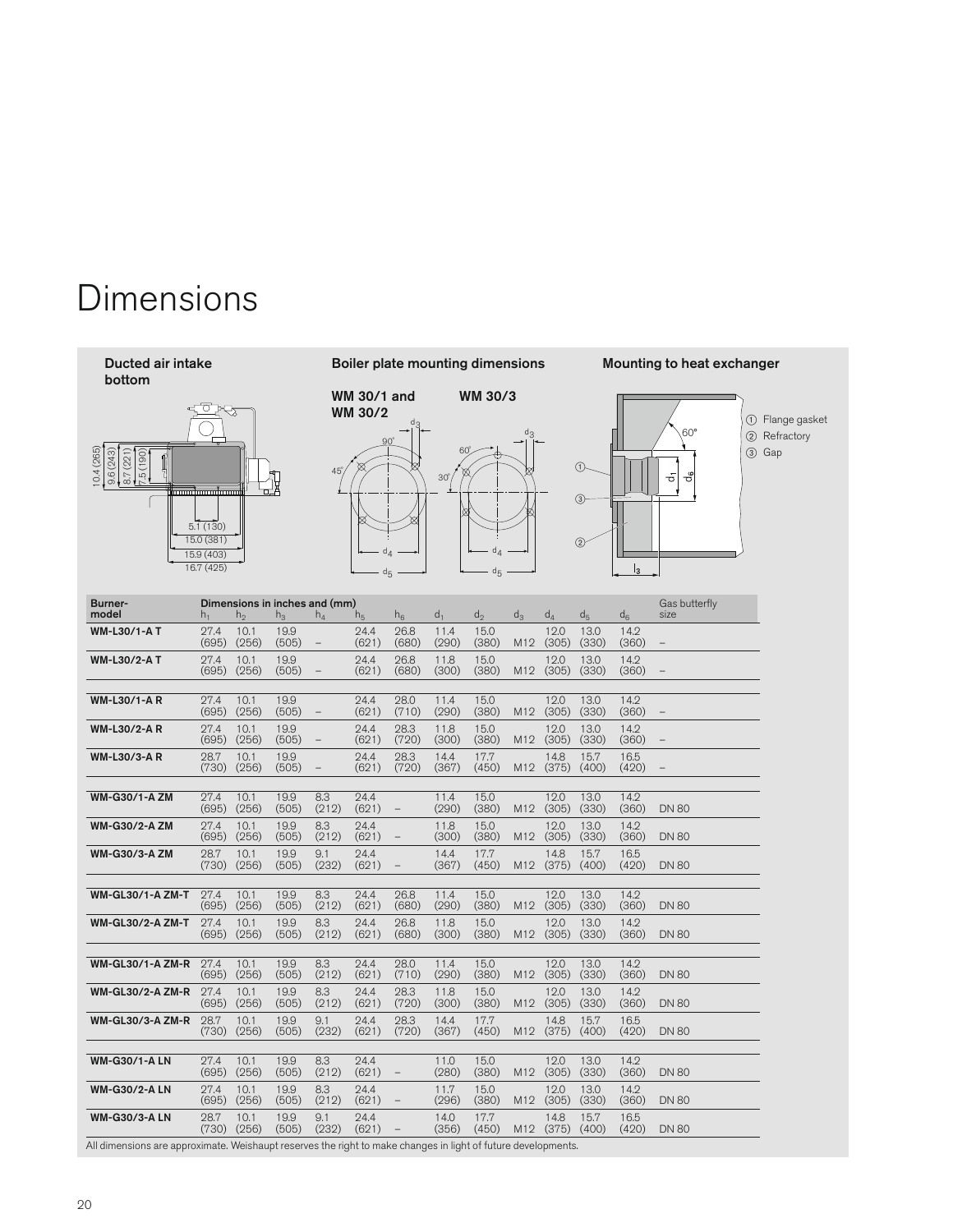# Dimensions

**Ducted air intake bottom**

10.4 (265)
9.6 (243)
8.7 (221)
7.5 (190)
5.1 (130)
15.0 (381)
15.9 (403)
16.7 (425)

**Boiler plate mounting dimensions**

**WM 30/1 and WM 30/2**

**WM 30/3**

**Mounting to heat exchanger**

① Flange gasket
② Refractory
③ Gap

| Burner-model | Dimensions in inches and (mm) $h_1$ | $h_2$ | $h_3$ | $h_4$ | $h_5$ | $h_6$ | $d_1$ | $d_2$ | $d_3$ | $d_4$ | $d_5$ | $d_6$ | Gas butterfly size |
|---|---|---|---|---|---|---|---|---|---|---|---|---|---|
| **WM-L30/1-A T** | 27.4 (695) | 10.1 (256) | 19.9 (505) | – | 24.4 (621) | 26.8 (680) | 11.4 (290) | 15.0 (380) | M12 | 12.0 (305) | 13.0 (330) | 14.2 (360) | – |
| **WM-L30/2-A T** | 27.4 (695) | 10.1 (256) | 19.9 (505) | – | 24.4 (621) | 26.8 (680) | 11.8 (300) | 15.0 (380) | M12 | 12.0 (305) | 13.0 (330) | 14.2 (360) | – |
| **WM-L30/1-A R** | 27.4 (695) | 10.1 (256) | 19.9 (505) | – | 24.4 (621) | 28.0 (710) | 11.4 (290) | 15.0 (380) | M12 | 12.0 (305) | 13.0 (330) | 14.2 (360) | – |
| **WM-L30/2-A R** | 27.4 (695) | 10.1 (256) | 19.9 (505) | – | 24.4 (621) | 28.3 (720) | 11.8 (300) | 15.0 (380) | M12 | 12.0 (305) | 13.0 (330) | 14.2 (360) | – |
| **WM-L30/3-A R** | 28.7 (730) | 10.1 (256) | 19.9 (505) | – | 24.4 (621) | 28.3 (720) | 14.4 (367) | 17.7 (450) | M12 | 14.8 (375) | 15.7 (400) | 16.5 (420) | – |
| **WM-G30/1-A ZM** | 27.4 (695) | 10.1 (256) | 19.9 (505) | 8.3 (212) | 24.4 (621) | – | 11.4 (290) | 15.0 (380) | M12 | 12.0 (305) | 13.0 (330) | 14.2 (360) | DN 80 |
| **WM-G30/2-A ZM** | 27.4 (695) | 10.1 (256) | 19.9 (505) | 8.3 (212) | 24.4 (621) | – | 11.8 (300) | 15.0 (380) | M12 | 12.0 (305) | 13.0 (330) | 14.2 (360) | DN 80 |
| **WM-G30/3-A ZM** | 28.7 (730) | 10.1 (256) | 19.9 (505) | 9.1 (232) | 24.4 (621) | – | 14.4 (367) | 17.7 (450) | M12 | 14.8 (375) | 15.7 (400) | 16.5 (420) | DN 80 |
| **WM-GL30/1-A ZM-T** | 27.4 (695) | 10.1 (256) | 19.9 (505) | 8.3 (212) | 24.4 (621) | 26.8 (680) | 11.4 (290) | 15.0 (380) | M12 | 12.0 (305) | 13.0 (330) | 14.2 (360) | DN 80 |
| **WM-GL30/2-A ZM-T** | 27.4 (695) | 10.1 (256) | 19.9 (505) | 8.3 (212) | 24.4 (621) | 26.8 (680) | 11.8 (300) | 15.0 (380) | M12 | 12.0 (305) | 13.0 (330) | 14.2 (360) | DN 80 |
| **WM-GL30/1-A ZM-R** | 27.4 (695) | 10.1 (256) | 19.9 (505) | 8.3 (212) | 24.4 (621) | 28.0 (710) | 11.4 (290) | 15.0 (380) | M12 | 12.0 (305) | 13.0 (330) | 14.2 (360) | DN 80 |
| **WM-GL30/2-A ZM-R** | 27.4 (695) | 10.1 (256) | 19.9 (505) | 8.3 (212) | 24.4 (621) | 28.3 (720) | 11.8 (300) | 15.0 (380) | M12 | 12.0 (305) | 13.0 (330) | 14.2 (360) | DN 80 |
| **WM-GL30/3-A ZM-R** | 28.7 (730) | 10.1 (256) | 19.9 (505) | 9.1 (232) | 24.4 (621) | 28.3 (720) | 14.4 (367) | 17.7 (450) | M12 | 14.8 (375) | 15.7 (400) | 16.5 (420) | DN 80 |
| **WM-G30/1-A LN** | 27.4 (695) | 10.1 (256) | 19.9 (505) | 8.3 (212) | 24.4 (621) | – | 11.0 (280) | 15.0 (380) | M12 | 12.0 (305) | 13.0 (330) | 14.2 (360) | DN 80 |
| **WM-G30/2-A LN** | 27.4 (695) | 10.1 (256) | 19.9 (505) | 8.3 (212) | 24.4 (621) | – | 11.7 (296) | 15.0 (380) | M12 | 12.0 (305) | 13.0 (330) | 14.2 (360) | DN 80 |
| **WM-G30/3-A LN** | 28.7 (730) | 10.1 (256) | 19.9 (505) | 9.1 (232) | 24.4 (621) | – | 14.0 (356) | 17.7 (450) | M12 | 14.8 (375) | 15.7 (400) | 16.5 (420) | DN 80 |

All dimensions are approximate. Weishaupt reserves the right to make changes in light of future developments.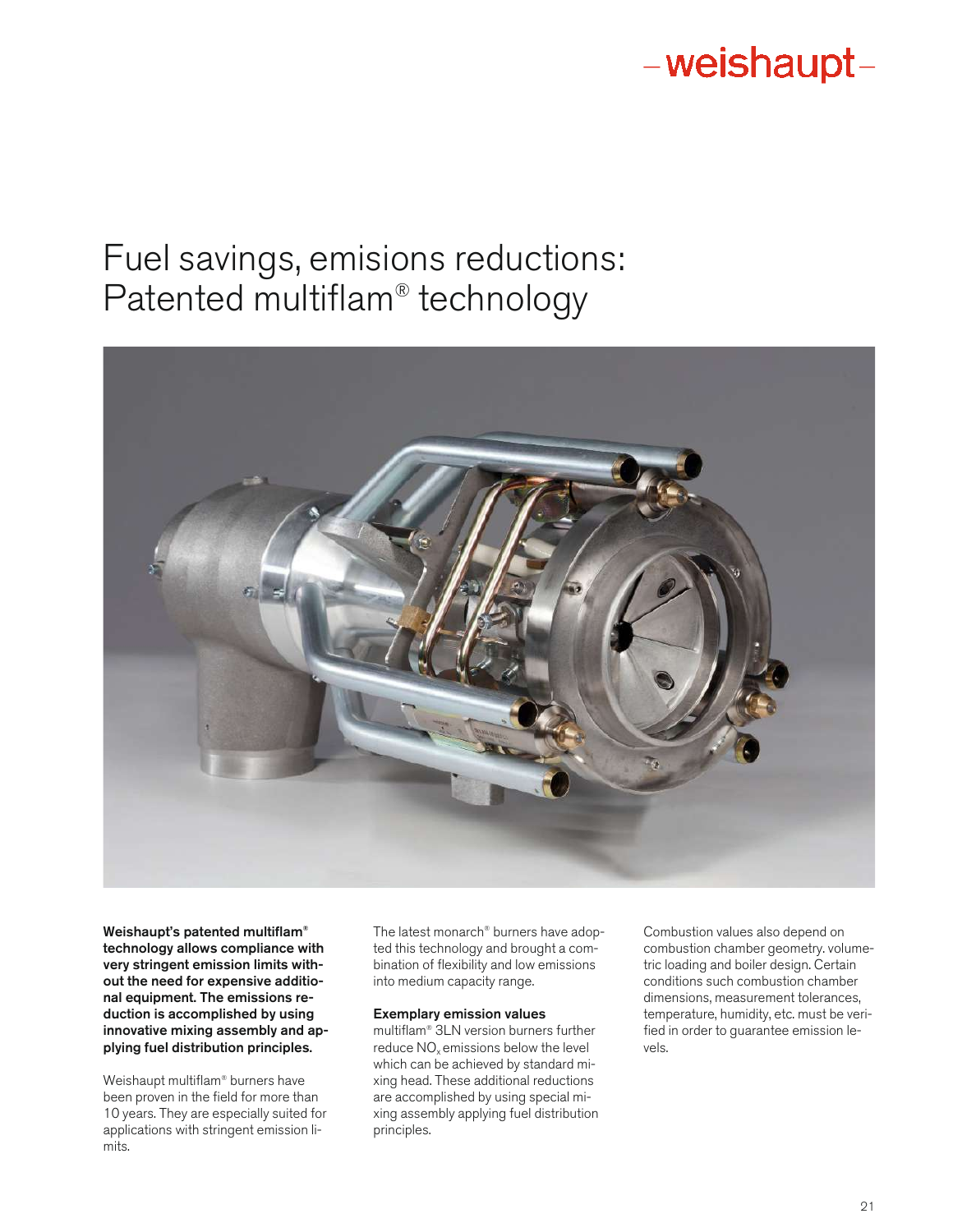# Fuel savings, emisions reductions: Patented multiflam® technology

**Weishaupt's patented multiflam® technology allows compliance with very stringent emission limits without the need for expensive additional equipment. The emissions reduction is accomplished by using innovative mixing assembly and applying fuel distribution principles.**

Weishaupt multiflam® burners have been proven in the field for more than 10 years. They are especially suited for applications with stringent emission limits.

The latest monarch® burners have adopted this technology and brought a combination of flexibility and low emissions into medium capacity range.

**Exemplary emission values**
multiflam® 3LN version burners further reduce $NO_x$ emissions below the level which can be achieved by standard mixing head. These additional reductions are accomplished by using special mixing assembly applying fuel distribution principles.

Combustion values also depend on combustion chamber geometry. volumetric loading and boiler design. Certain conditions such combustion chamber dimensions, measurement tolerances, temperature, humidity, etc. must be verified in order to guarantee emission levels.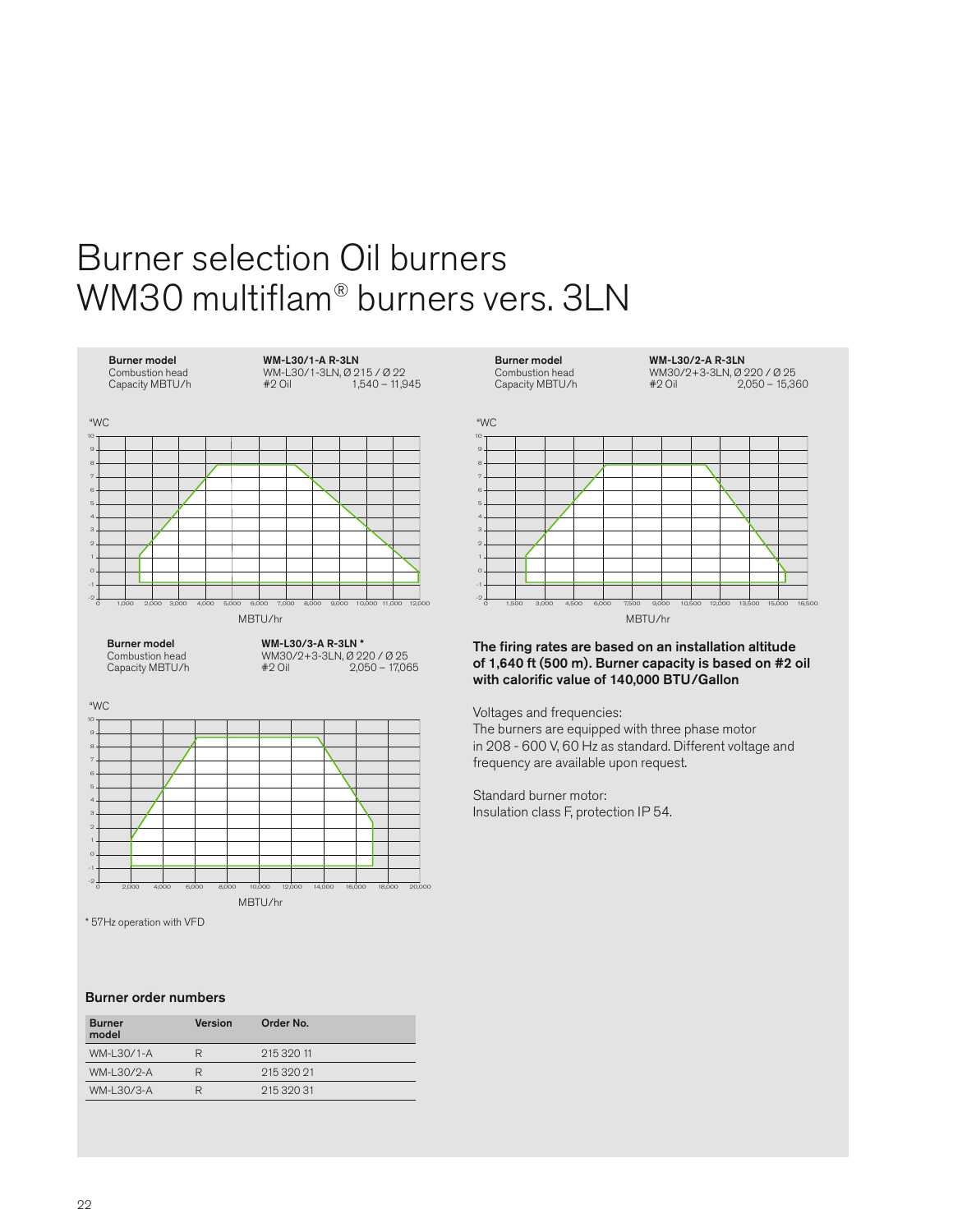# Burner selection Oil burners
# WM30 multiflam® burners vers. 3LN

| **Burner model** | **WM-L30/1-A R-3LN** | |
|---|---|---|
| Combustion head | WM-L30/1-3LN, Ø 215 / Ø 22 | |
| Capacity MBTU/h | #2 Oil | 1,540 – 11,945 |

"WC

MBTU/hr

| **Burner model** | **WM-L30/2-A R-3LN** | |
|---|---|---|
| Combustion head | WM30/2+3-3LN, Ø 220 / Ø 25 | |
| Capacity MBTU/h | #2 Oil | 2,050 – 15,360 |

"WC

MBTU/hr

| **Burner model** | **WM-L30/3-A R-3LN *** | |
|---|---|---|
| Combustion head | WM30/2+3-3LN, Ø 220 / Ø 25 | |
| Capacity MBTU/h | #2 Oil | 2,050 – 17,065 |

"WC

MBTU/hr

* 57Hz operation with VFD

**The firing rates are based on an installation altitude of 1,640 ft (500 m). Burner capacity is based on #2 oil with calorific value of 140,000 BTU/Gallon**

Voltages and frequencies:
The burners are equipped with three phase motor in 208 - 600 V, 60 Hz as standard. Different voltage and frequency are available upon request.

Standard burner motor:
Insulation class F, protection IP 54.

### Burner order numbers

| Burner model | Version | Order No. |
|---|---|---|
| WM-L30/1-A | R | 215 320 11 |
| WM-L30/2-A | R | 215 320 21 |
| WM-L30/3-A | R | 215 320 31 |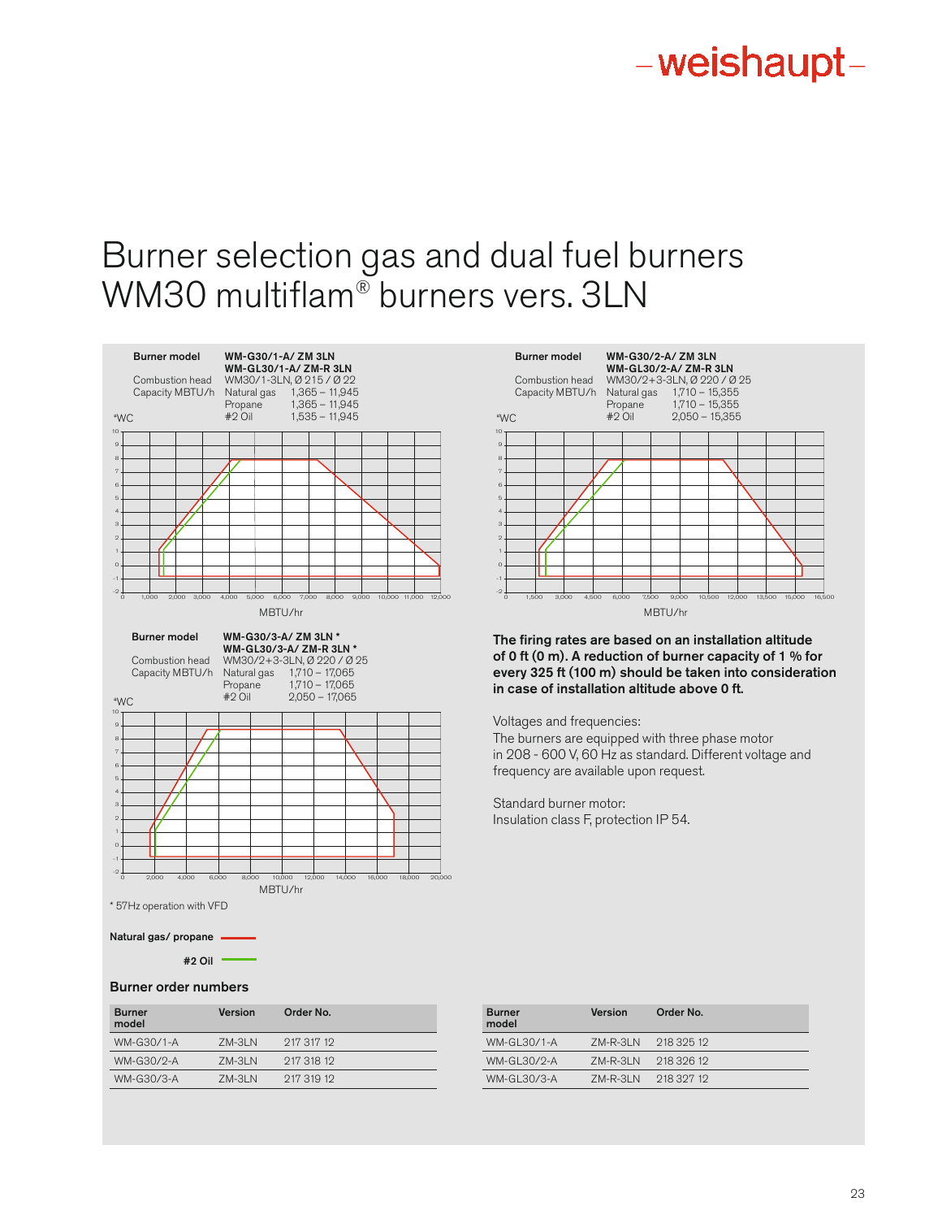# Burner selection gas and dual fuel burners WM30 multiflam® burners vers. 3LN

**Burner model** **WM-G30/1-A/ ZM 3LN**
**WM-GL30/1-A/ ZM-R 3LN**

Combustion head WM30/1-3LN, Ø 215 / Ø 22

Capacity MBTU/h

- Natural gas 1,365 – 11,945
- Propane 1,365 – 11,945
- #2 Oil 1,535 – 11,945

**Burner model** **WM-G30/2-A/ ZM 3LN**
**WM-GL30/2-A/ ZM-R 3LN**

Combustion head WM30/2+3-3LN, Ø 220 / Ø 25

Capacity MBTU/h

- Natural gas 1,710 – 15,355
- Propane 1,710 – 15,355
- #2 Oil 2,050 – 15,355

**Burner model** **WM-G30/3-A/ ZM 3LN \***
**WM-GL30/3-A/ ZM-R 3LN \***

Combustion head WM30/2+3-3LN, Ø 220 / Ø 25

Capacity MBTU/h

- Natural gas 1,710 – 17,065
- Propane 1,710 – 17,065
- #2 Oil 2,050 – 17,065

\* 57Hz operation with VFD

**Natural gas/ propane** (red line)

**#2 Oil** (green line)

**The firing rates are based on an installation altitude of 0 ft (0 m). A reduction of burner capacity of 1 % for every 325 ft (100 m) should be taken into consideration in case of installation altitude above 0 ft.**

Voltages and frequencies:
The burners are equipped with three phase motor in 208 - 600 V, 60 Hz as standard. Different voltage and frequency are available upon request.

Standard burner motor:
Insulation class F, protection IP 54.

### Burner order numbers

| Burner model | Version | Order No. |
|---|---|---|
| WM-G30/1-A | ZM-3LN | 217 317 12 |
| WM-G30/2-A | ZM-3LN | 217 318 12 |
| WM-G30/3-A | ZM-3LN | 217 319 12 |

| Burner model | Version | Order No. |
|---|---|---|
| WM-GL30/1-A | ZM-R-3LN | 218 325 12 |
| WM-GL30/2-A | ZM-R-3LN | 218 326 12 |
| WM-GL30/3-A | ZM-R-3LN | 218 327 12 |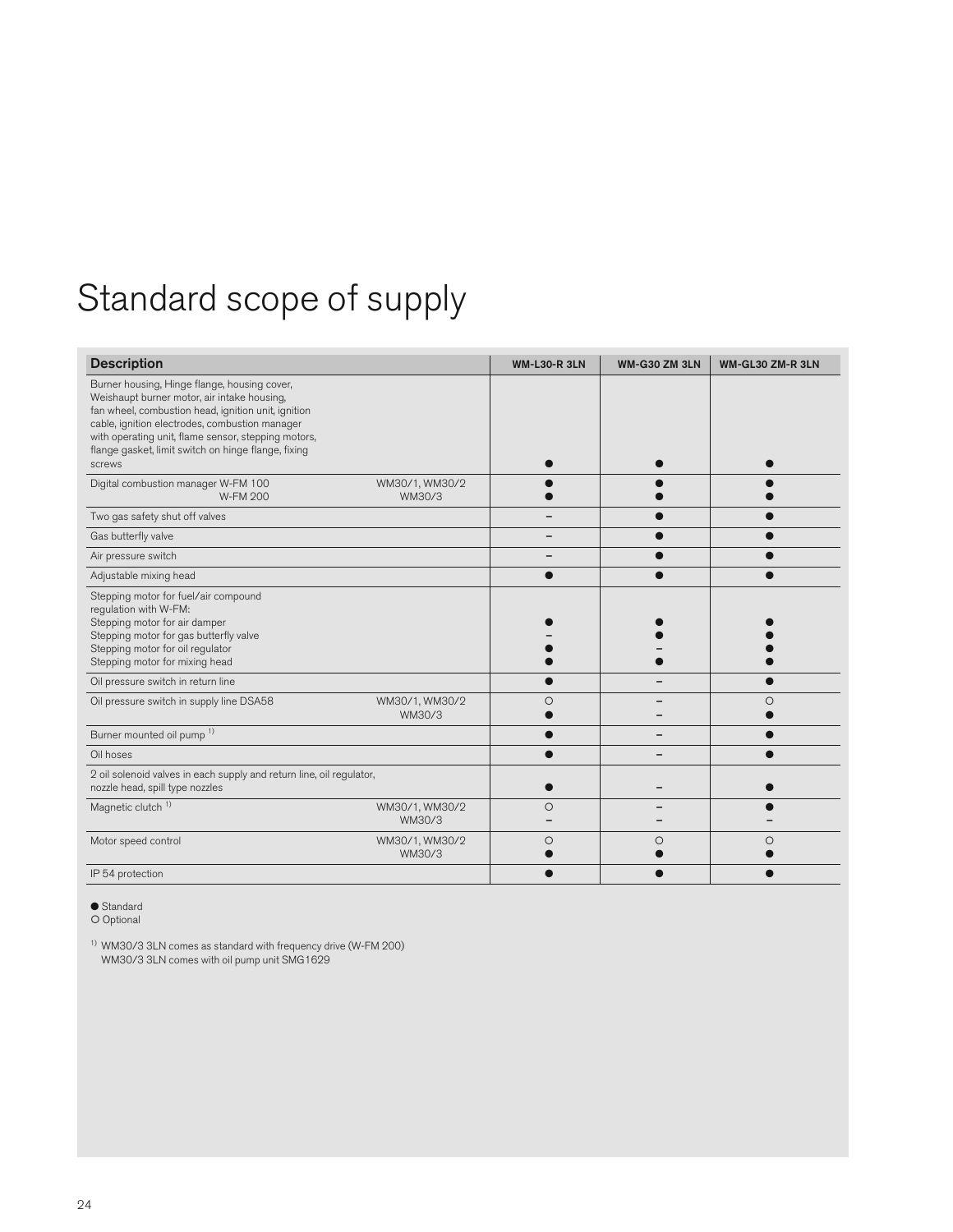# Standard scope of supply

| Description | | WM-L30-R 3LN | WM-G30 ZM 3LN | WM-GL30 ZM-R 3LN |
|---|---|---|---|---|
| Burner housing, Hinge flange, housing cover, Weishaupt burner motor, air intake housing, fan wheel, combustion head, ignition unit, ignition cable, ignition electrodes, combustion manager with operating unit, flame sensor, stepping motors, flange gasket, limit switch on hinge flange, fixing screws | | ● | ● | ● |
| Digital combustion manager W-FM 100<br>W-FM 200 | WM30/1, WM30/2<br>WM30/3 | ●<br>● | ●<br>● | ●<br>● |
| Two gas safety shut off valves | | – | ● | ● |
| Gas butterfly valve | | – | ● | ● |
| Air pressure switch | | – | ● | ● |
| Adjustable mixing head | | ● | ● | ● |
| Stepping motor for fuel/air compound regulation with W-FM:<br>Stepping motor for air damper<br>Stepping motor for gas butterfly valve<br>Stepping motor for oil regulator<br>Stepping motor for mixing head | | <br><br>●<br>–<br>●<br>● | <br><br>●<br>●<br>–<br>● | <br><br>●<br>●<br>●<br>● |
| Oil pressure switch in return line | | ● | – | ● |
| Oil pressure switch in supply line DSA58 | WM30/1, WM30/2<br>WM30/3 | ○<br>● | –<br>– | ○<br>● |
| Burner mounted oil pump [1] | | ● | – | ● |
| Oil hoses | | ● | – | ● |
| 2 oil solenoid valves in each supply and return line, oil regulator, nozzle head, spill type nozzles | | ● | – | ● |
| Magnetic clutch [1] | WM30/1, WM30/2<br>WM30/3 | ○<br>– | –<br>– | ●<br>– |
| Motor speed control | WM30/1, WM30/2<br>WM30/3 | ○<br>● | ○<br>● | ○<br>● |
| IP 54 protection | | ● | ● | ● |

● Standard
○ Optional

[1] WM30/3 3LN comes as standard with frequency drive (W-FM 200)
WM30/3 3LN comes with oil pump unit SMG1629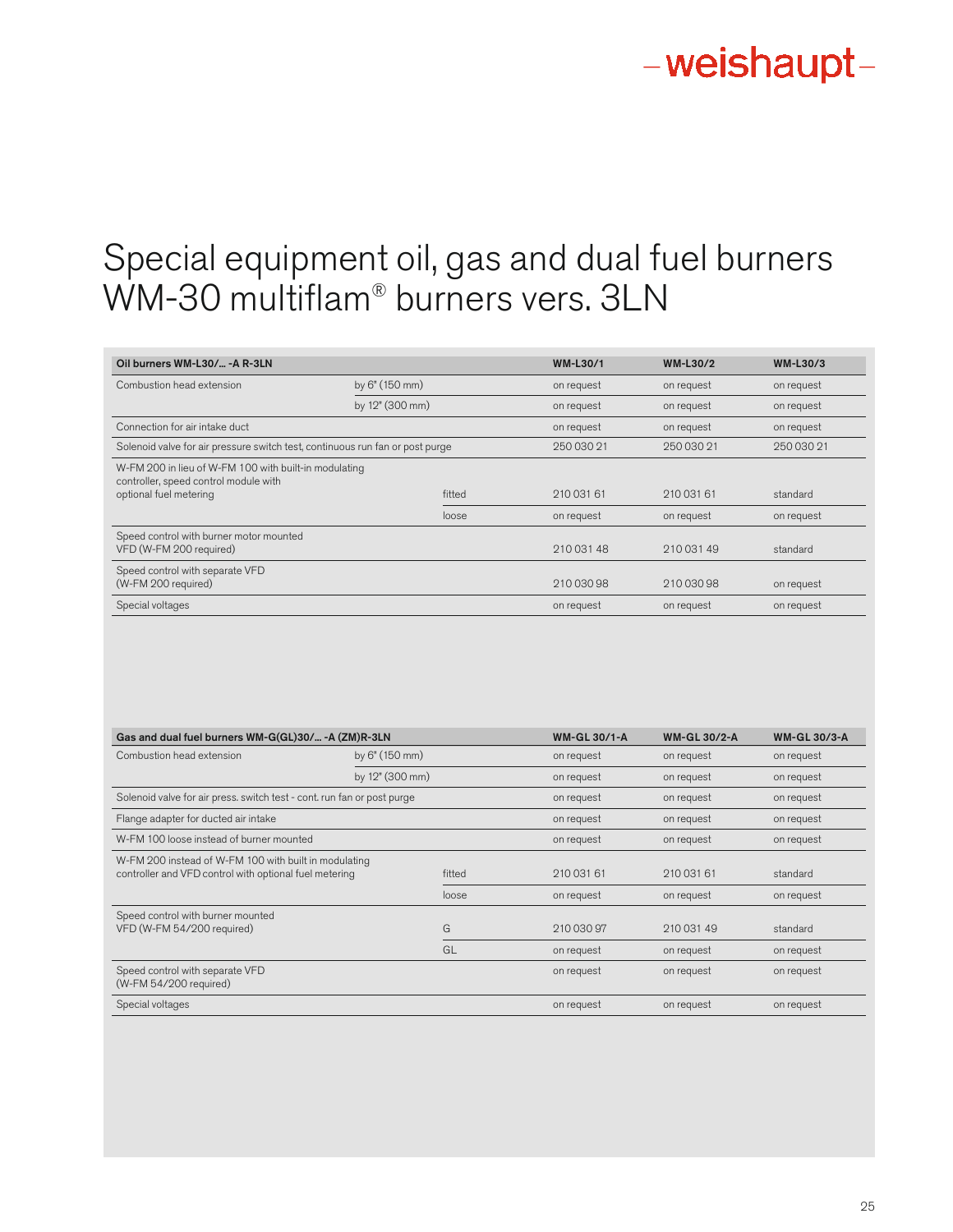# Special equipment oil, gas and dual fuel burners WM-30 multiflam® burners vers. 3LN

| Oil burners WM-L30/... -A R-3LN | | | WM-L30/1 | WM-L30/2 | WM-L30/3 |
|---|---|---|---|---|---|
| Combustion head extension | by 6" (150 mm) | | on request | on request | on request |
| | by 12" (300 mm) | | on request | on request | on request |
| Connection for air intake duct | | | on request | on request | on request |
| Solenoid valve for air pressure switch test, continuous run fan or post purge | | | 250 030 21 | 250 030 21 | 250 030 21 |
| W-FM 200 in lieu of W-FM 100 with built-in modulating controller, speed control module with optional fuel metering | | fitted | 210 031 61 | 210 031 61 | standard |
| | | loose | on request | on request | on request |
| Speed control with burner motor mounted VFD (W-FM 200 required) | | | 210 031 48 | 210 031 49 | standard |
| Speed control with separate VFD (W-FM 200 required) | | | 210 030 98 | 210 030 98 | on request |
| Special voltages | | | on request | on request | on request |

| Gas and dual fuel burners WM-G(GL)30/... -A (ZM)R-3LN | | | WM-GL 30/1-A | WM-GL 30/2-A | WM-GL 30/3-A |
|---|---|---|---|---|---|
| Combustion head extension | by 6" (150 mm) | | on request | on request | on request |
| | by 12" (300 mm) | | on request | on request | on request |
| Solenoid valve for air press. switch test - cont. run fan or post purge | | | on request | on request | on request |
| Flange adapter for ducted air intake | | | on request | on request | on request |
| W-FM 100 loose instead of burner mounted | | | on request | on request | on request |
| W-FM 200 instead of W-FM 100 with built in modulating controller and VFD control with optional fuel metering | | fitted | 210 031 61 | 210 031 61 | standard |
| | | loose | on request | on request | on request |
| Speed control with burner mounted VFD (W-FM 54/200 required) | | G | 210 030 97 | 210 031 49 | standard |
| | | GL | on request | on request | on request |
| Speed control with separate VFD (W-FM 54/200 required) | | | on request | on request | on request |
| Special voltages | | | on request | on request | on request |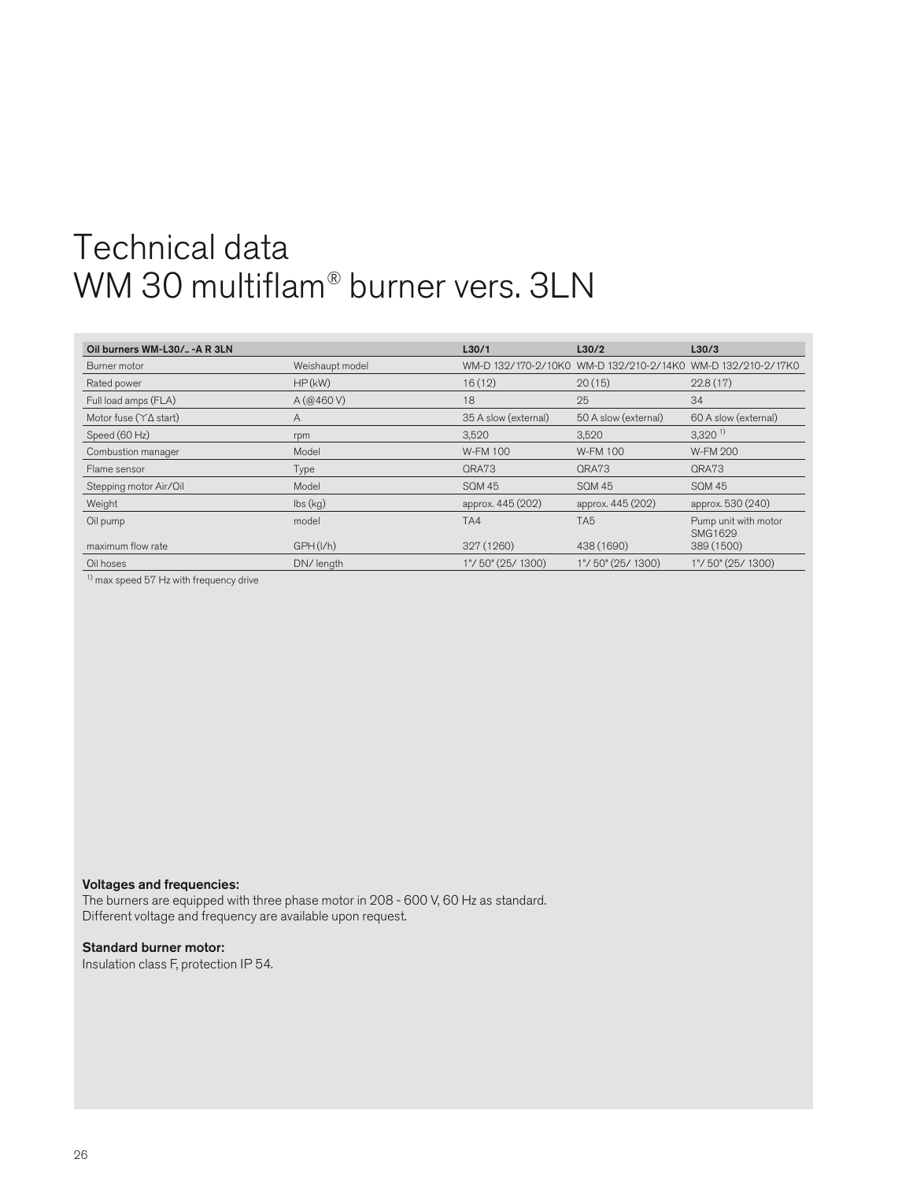# Technical data
# WM 30 multiflam® burner vers. 3LN

| Oil burners WM-L30/.. -A R 3LN | | L30/1 | L30/2 | L30/3 |
|---|---|---|---|---|
| Burner motor | Weishaupt model | WM-D 132/170-2/10K0 | WM-D 132/210-2/14K0 | WM-D 132/210-2/17K0 |
| Rated power | HP (kW) | 16 (12) | 20 (15) | 22.8 (17) |
| Full load amps (FLA) | A (@460 V) | 18 | 25 | 34 |
| Motor fuse (YΔ start) | A | 35 A slow (external) | 50 A slow (external) | 60 A slow (external) |
| Speed (60 Hz) | rpm | 3,520 | 3,520 | 3,320 [1] |
| Combustion manager | Model | W-FM 100 | W-FM 100 | W-FM 200 |
| Flame sensor | Type | QRA73 | QRA73 | QRA73 |
| Stepping motor Air/Oil | Model | SQM 45 | SQM 45 | SQM 45 |
| Weight | lbs (kg) | approx. 445 (202) | approx. 445 (202) | approx. 530 (240) |
| Oil pump | model | TA4 | TA5 | Pump unit with motor SMG1629 |
| maximum flow rate | GPH (l/h) | 327 (1260) | 438 (1690) | 389 (1500) |
| Oil hoses | DN/ length | 1"/ 50" (25/ 1300) | 1"/ 50" (25/ 1300) | 1"/ 50" (25/ 1300) |

[1] max speed 57 Hz with frequency drive

**Voltages and frequencies:**
The burners are equipped with three phase motor in 208 - 600 V, 60 Hz as standard.
Different voltage and frequency are available upon request.

**Standard burner motor:**
Insulation class F, protection IP 54.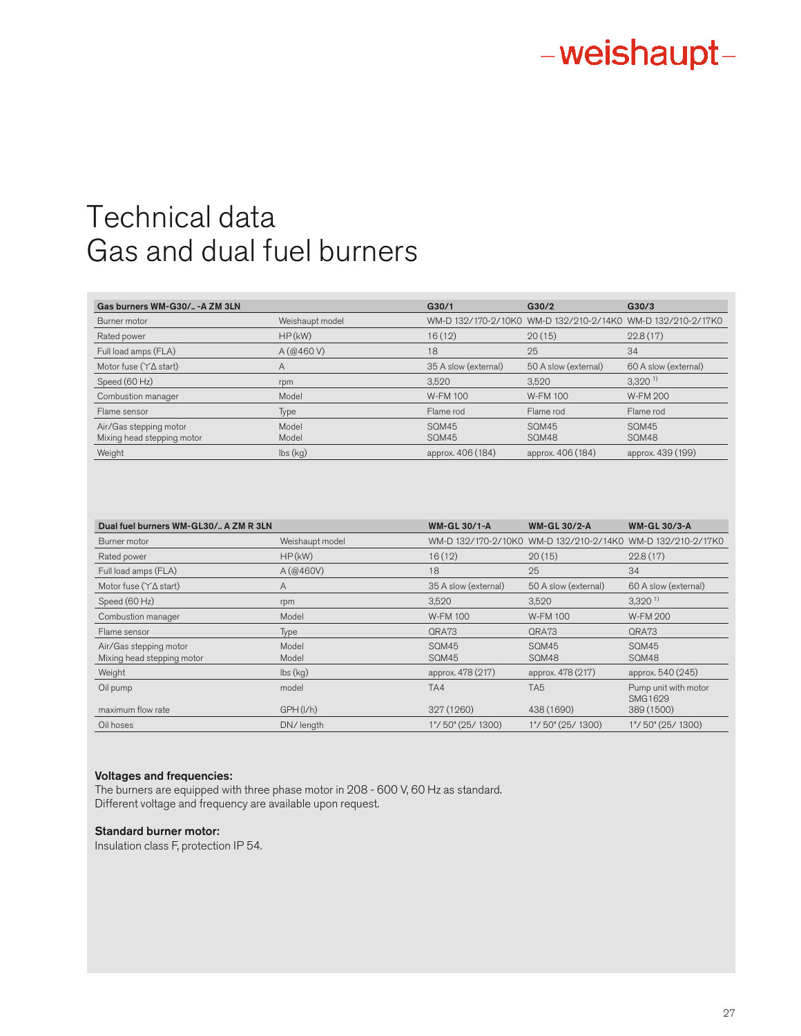# Technical data
# Gas and dual fuel burners

| Gas burners WM-G30/.. -A ZM 3LN | | G30/1 | G30/2 | G30/3 |
|---|---|---|---|---|
| Burner motor | Weishaupt model | WM-D 132/170-2/10K0 | WM-D 132/210-2/14K0 | WM-D 132/210-2/17K0 |
| Rated power | HP (kW) | 16 (12) | 20 (15) | 22.8 (17) |
| Full load amps (FLA) | A (@460 V) | 18 | 25 | 34 |
| Motor fuse (YΔ start) | A | 35 A slow (external) | 50 A slow (external) | 60 A slow (external) |
| Speed (60 Hz) | rpm | 3,520 | 3,520 | 3,320 [1)] |
| Combustion manager | Model | W-FM 100 | W-FM 100 | W-FM 200 |
| Flame sensor | Type | Flame rod | Flame rod | Flame rod |
| Air/Gas stepping motor<br>Mixing head stepping motor | Model<br>Model | SQM45<br>SQM45 | SQM45<br>SQM48 | SQM45<br>SQM48 |
| Weight | lbs (kg) | approx. 406 (184) | approx. 406 (184) | approx. 439 (199) |

| Dual fuel burners WM-GL30/.. A ZM R 3LN | | WM-GL 30/1-A | WM-GL 30/2-A | WM-GL 30/3-A |
|---|---|---|---|---|
| Burner motor | Weishaupt model | WM-D 132/170-2/10K0 | WM-D 132/210-2/14K0 | WM-D 132/210-2/17K0 |
| Rated power | HP (kW) | 16 (12) | 20 (15) | 22.8 (17) |
| Full load amps (FLA) | A (@460V) | 18 | 25 | 34 |
| Motor fuse (YΔ start) | A | 35 A slow (external) | 50 A slow (external) | 60 A slow (external) |
| Speed (60 Hz) | rpm | 3,520 | 3,520 | 3,320 [1)] |
| Combustion manager | Model | W-FM 100 | W-FM 100 | W-FM 200 |
| Flame sensor | Type | QRA73 | QRA73 | QRA73 |
| Air/Gas stepping motor<br>Mixing head stepping motor | Model<br>Model | SQM45<br>SQM45 | SQM45<br>SQM48 | SQM45<br>SQM48 |
| Weight | lbs (kg) | approx. 478 (217) | approx. 478 (217) | approx. 540 (245) |
| Oil pump<br>maximum flow rate | model<br>GPH (l/h) | TA4<br>327 (1260) | TA5<br>438 (1690) | Pump unit with motor SMG1629<br>389 (1500) |
| Oil hoses | DN/ length | 1"/ 50" (25/ 1300) | 1"/ 50" (25/ 1300) | 1"/ 50" (25/ 1300) |

**Voltages and frequencies:**
The burners are equipped with three phase motor in 208 - 600 V, 60 Hz as standard.
Different voltage and frequency are available upon request.

**Standard burner motor:**
Insulation class F, protection IP 54.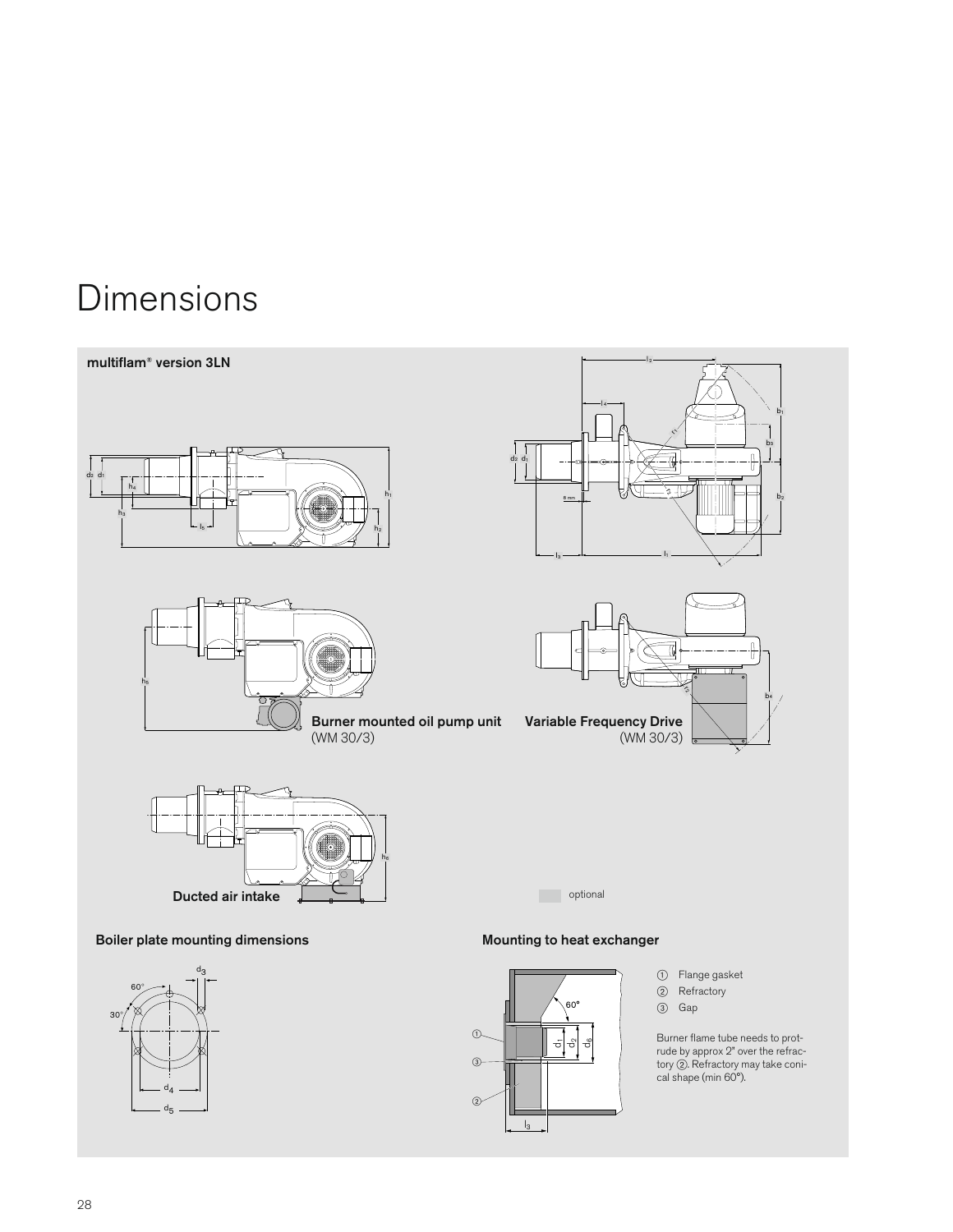# Dimensions

**multiflam® version 3LN**

**Burner mounted oil pump unit**
(WM 30/3)

**Variable Frequency Drive**
(WM 30/3)

**Ducted air intake**

optional

**Boiler plate mounting dimensions**

**Mounting to heat exchanger**

① Flange gasket
② Refractory
③ Gap

Burner flame tube needs to protrude by approx 2" over the refractory ②. Refractory may take conical shape (min 60°).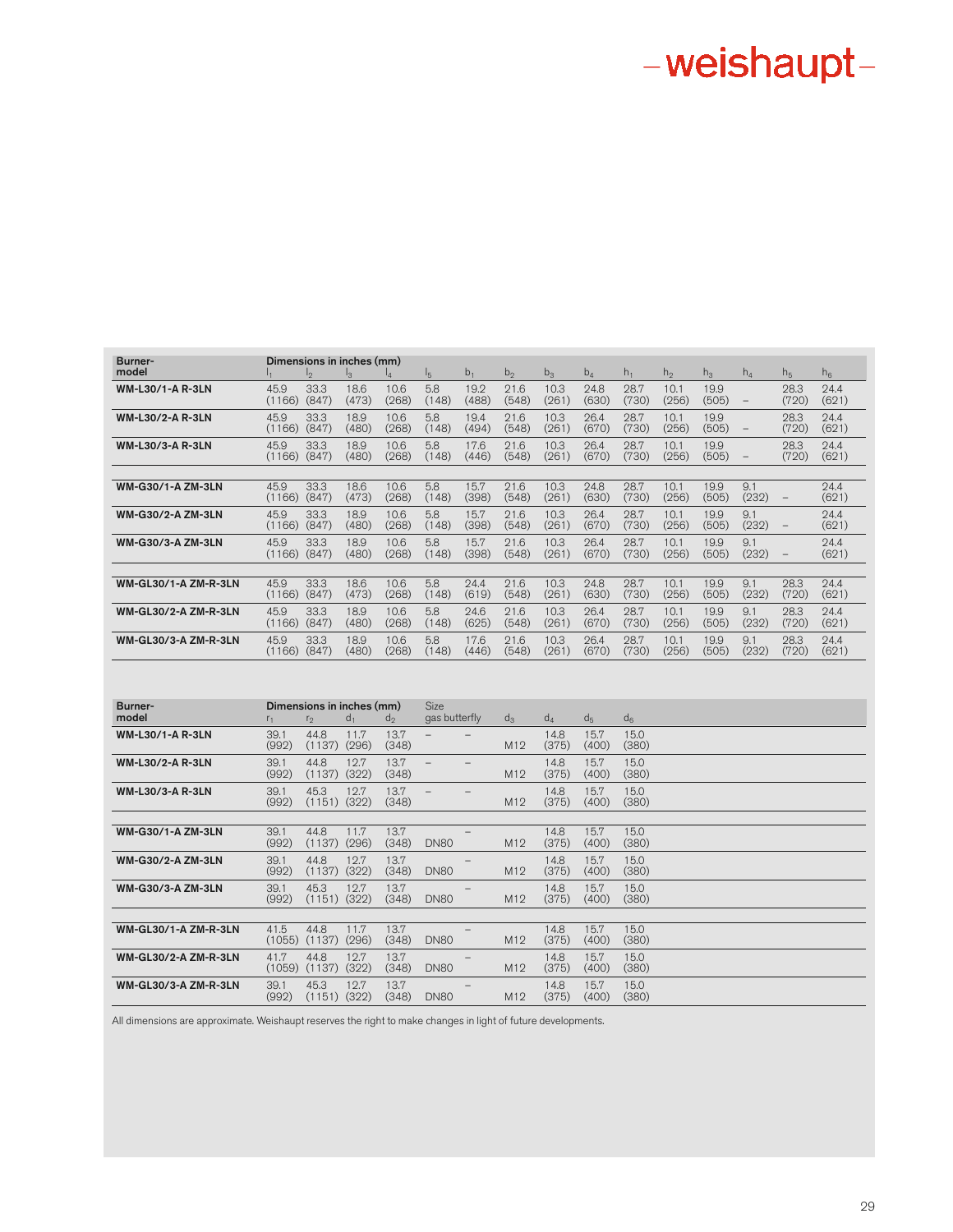| Burner-model | Dimensions in inches (mm) | | | | | | | | | | | | | | |
|---|---|---|---|---|---|---|---|---|---|---|---|---|---|---|---|
| | $l_1$ | $l_2$ | $l_3$ | $l_4$ | $l_5$ | $b_1$ | $b_2$ | $b_3$ | $b_4$ | $h_1$ | $h_2$ | $h_3$ | $h_4$ | $h_5$ | $h_6$ |
| **WM-L30/1-A R-3LN** | 45.9 (1166) | 33.3 (847) | 18.6 (473) | 10.6 (268) | 5.8 (148) | 19.2 (488) | 21.6 (548) | 10.3 (261) | 24.8 (630) | 28.7 (730) | 10.1 (256) | 19.9 (505) | – | 28.3 (720) | 24.4 (621) |
| **WM-L30/2-A R-3LN** | 45.9 (1166) | 33.3 (847) | 18.9 (480) | 10.6 (268) | 5.8 (148) | 19.4 (494) | 21.6 (548) | 10.3 (261) | 26.4 (670) | 28.7 (730) | 10.1 (256) | 19.9 (505) | – | 28.3 (720) | 24.4 (621) |
| **WM-L30/3-A R-3LN** | 45.9 (1166) | 33.3 (847) | 18.9 (480) | 10.6 (268) | 5.8 (148) | 17.6 (446) | 21.6 (548) | 10.3 (261) | 26.4 (670) | 28.7 (730) | 10.1 (256) | 19.9 (505) | – | 28.3 (720) | 24.4 (621) |
| **WM-G30/1-A ZM-3LN** | 45.9 (1166) | 33.3 (847) | 18.6 (473) | 10.6 (268) | 5.8 (148) | 15.7 (398) | 21.6 (548) | 10.3 (261) | 24.8 (630) | 28.7 (730) | 10.1 (256) | 19.9 (505) | 9.1 (232) | – | 24.4 (621) |
| **WM-G30/2-A ZM-3LN** | 45.9 (1166) | 33.3 (847) | 18.9 (480) | 10.6 (268) | 5.8 (148) | 15.7 (398) | 21.6 (548) | 10.3 (261) | 26.4 (670) | 28.7 (730) | 10.1 (256) | 19.9 (505) | 9.1 (232) | – | 24.4 (621) |
| **WM-G30/3-A ZM-3LN** | 45.9 (1166) | 33.3 (847) | 18.9 (480) | 10.6 (268) | 5.8 (148) | 15.7 (398) | 21.6 (548) | 10.3 (261) | 26.4 (670) | 28.7 (730) | 10.1 (256) | 19.9 (505) | 9.1 (232) | – | 24.4 (621) |
| **WM-GL30/1-A ZM-R-3LN** | 45.9 (1166) | 33.3 (847) | 18.6 (473) | 10.6 (268) | 5.8 (148) | 24.4 (619) | 21.6 (548) | 10.3 (261) | 24.8 (630) | 28.7 (730) | 10.1 (256) | 19.9 (505) | 9.1 (232) | 28.3 (720) | 24.4 (621) |
| **WM-GL30/2-A ZM-R-3LN** | 45.9 (1166) | 33.3 (847) | 18.9 (480) | 10.6 (268) | 5.8 (148) | 24.6 (625) | 21.6 (548) | 10.3 (261) | 26.4 (670) | 28.7 (730) | 10.1 (256) | 19.9 (505) | 9.1 (232) | 28.3 (720) | 24.4 (621) |
| **WM-GL30/3-A ZM-R-3LN** | 45.9 (1166) | 33.3 (847) | 18.9 (480) | 10.6 (268) | 5.8 (148) | 17.6 (446) | 21.6 (548) | 10.3 (261) | 26.4 (670) | 28.7 (730) | 10.1 (256) | 19.9 (505) | 9.1 (232) | 28.3 (720) | 24.4 (621) |

| Burner-model | Dimensions in inches (mm) | | | | Size gas butterfly | | | | | |
|---|---|---|---|---|---|---|---|---|---|---|
| | $r_1$ | $r_2$ | $d_1$ | $d_2$ | | | $d_3$ | $d_4$ | $d_5$ | $d_6$ |
| **WM-L30/1-A R-3LN** | 39.1 (992) | 44.8 (1137) | 11.7 (296) | 13.7 (348) | – | – | M12 | 14.8 (375) | 15.7 (400) | 15.0 (380) |
| **WM-L30/2-A R-3LN** | 39.1 (992) | 44.8 (1137) | 12.7 (322) | 13.7 (348) | – | – | M12 | 14.8 (375) | 15.7 (400) | 15.0 (380) |
| **WM-L30/3-A R-3LN** | 39.1 (992) | 45.3 (1151) | 12.7 (322) | 13.7 (348) | – | – | M12 | 14.8 (375) | 15.7 (400) | 15.0 (380) |
| **WM-G30/1-A ZM-3LN** | 39.1 (992) | 44.8 (1137) | 11.7 (296) | 13.7 (348) | DN80 | – | M12 | 14.8 (375) | 15.7 (400) | 15.0 (380) |
| **WM-G30/2-A ZM-3LN** | 39.1 (992) | 44.8 (1137) | 12.7 (322) | 13.7 (348) | DN80 | – | M12 | 14.8 (375) | 15.7 (400) | 15.0 (380) |
| **WM-G30/3-A ZM-3LN** | 39.1 (992) | 45.3 (1151) | 12.7 (322) | 13.7 (348) | DN80 | – | M12 | 14.8 (375) | 15.7 (400) | 15.0 (380) |
| **WM-GL30/1-A ZM-R-3LN** | 41.5 (1055) | 44.8 (1137) | 11.7 (296) | 13.7 (348) | DN80 | – | M12 | 14.8 (375) | 15.7 (400) | 15.0 (380) |
| **WM-GL30/2-A ZM-R-3LN** | 41.7 (1059) | 44.8 (1137) | 12.7 (322) | 13.7 (348) | DN80 | – | M12 | 14.8 (375) | 15.7 (400) | 15.0 (380) |
| **WM-GL30/3-A ZM-R-3LN** | 39.1 (992) | 45.3 (1151) | 12.7 (322) | 13.7 (348) | DN80 | – | M12 | 14.8 (375) | 15.7 (400) | 15.0 (380) |

All dimensions are approximate. Weishaupt reserves the right to make changes in light of future developments.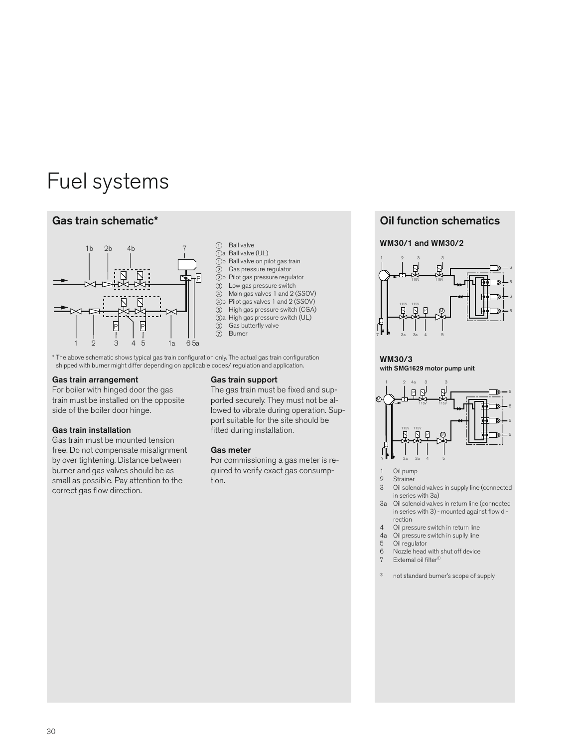# Fuel systems

## Gas train schematic*

① Ball valve
①a Ball valve (UL)
①b Ball valve on pilot gas train
② Gas pressure regulator
②b Pilot gas pressure regulator
③ Low gas pressure switch
④ Main gas valves 1 and 2 (SSOV)
④b Pilot gas valves 1 and 2 (SSOV)
⑤ High gas pressure switch (CGA)
⑤a High gas pressure switch (UL)
⑥ Gas butterfly valve
⑦ Burner

\* The above schematic shows typical gas train configuration only. The actual gas train configuration shipped with burner might differ depending on applicable codes/ regulation and application.

### Gas train arrangement

For boiler with hinged door the gas train must be installed on the opposite side of the boiler door hinge.

### Gas train installation

Gas train must be mounted tension free. Do not compensate misalignment by over tightening. Distance between burner and gas valves should be as small as possible. Pay attention to the correct gas flow direction.

### Gas train support

The gas train must be fixed and supported securely. They must not be allowed to vibrate during operation. Support suitable for the site should be fitted during installation.

### Gas meter

For commissioning a gas meter is required to verify exact gas consumption.

## Oil function schematics

### WM30/1 and WM30/2

### WM30/3
with SMG1629 motor pump unit

1 Oil pump
2 Strainer
3 Oil solenoid valves in supply line (connected in series with 3a)
3a Oil solenoid valves in return line (connected in series with 3) - mounted against flow direction
4 Oil pressure switch in return line
4a Oil pressure switch in suplly line
5 Oil regulator
6 Nozzle head with shut off device
7 External oil filter[1]

[1] not standard burner's scope of supply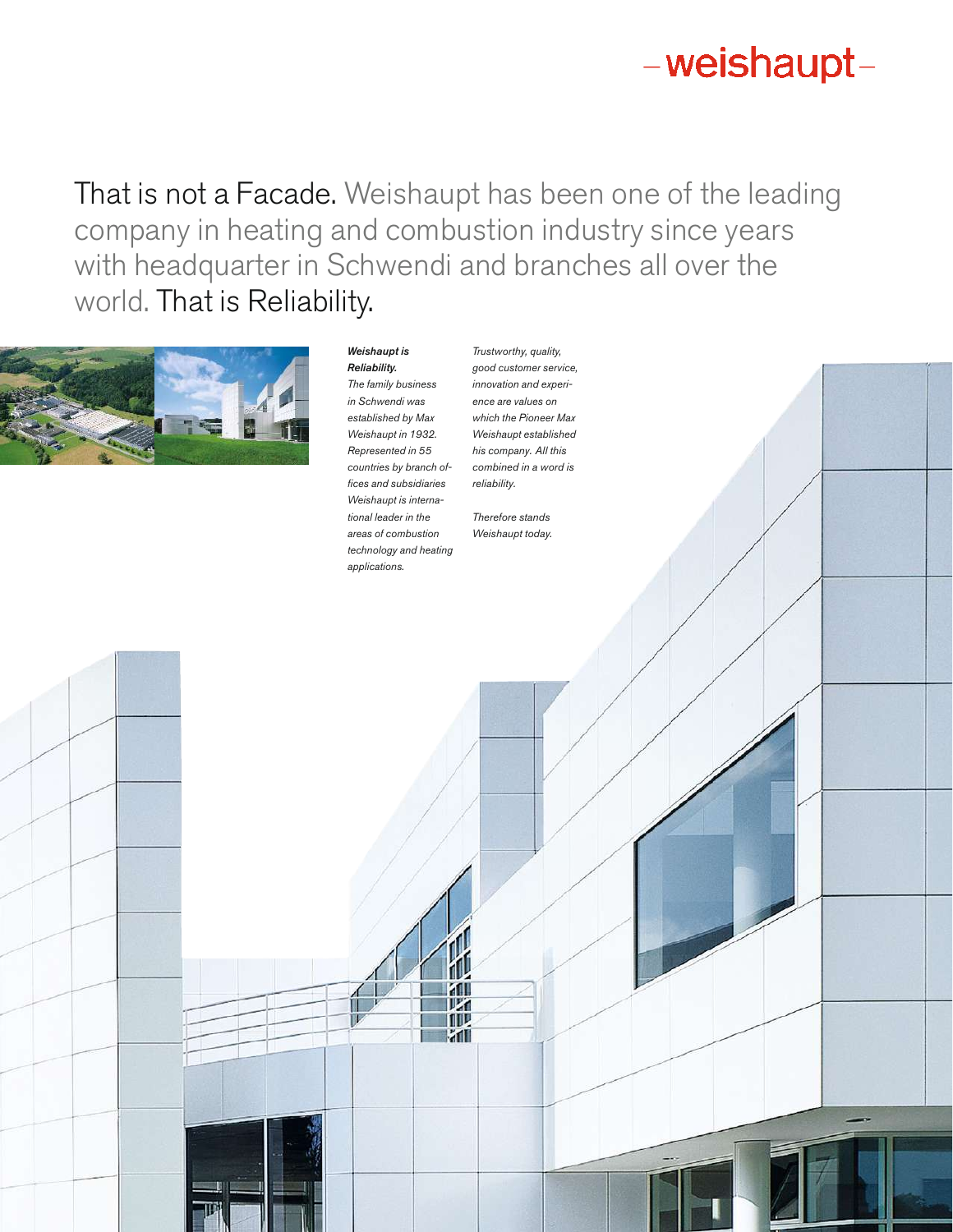–weishaupt–

That is not a Facade. Weishaupt has been one of the leading company in heating and combustion industry since years with headquarter in Schwendi and branches all over the world. That is Reliability.

***Weishaupt is Reliability.***
*The family business in Schwendi was established by Max Weishaupt in 1932. Represented in 55 countries by branch offices and subsidiaries Weishaupt is international leader in the areas of combustion technology and heating applications.*

*Trustworthy, quality, good customer service, innovation and experience are values on which the Pioneer Max Weishaupt established his company. All this combined in a word is reliability.*

*Therefore stands Weishaupt today.*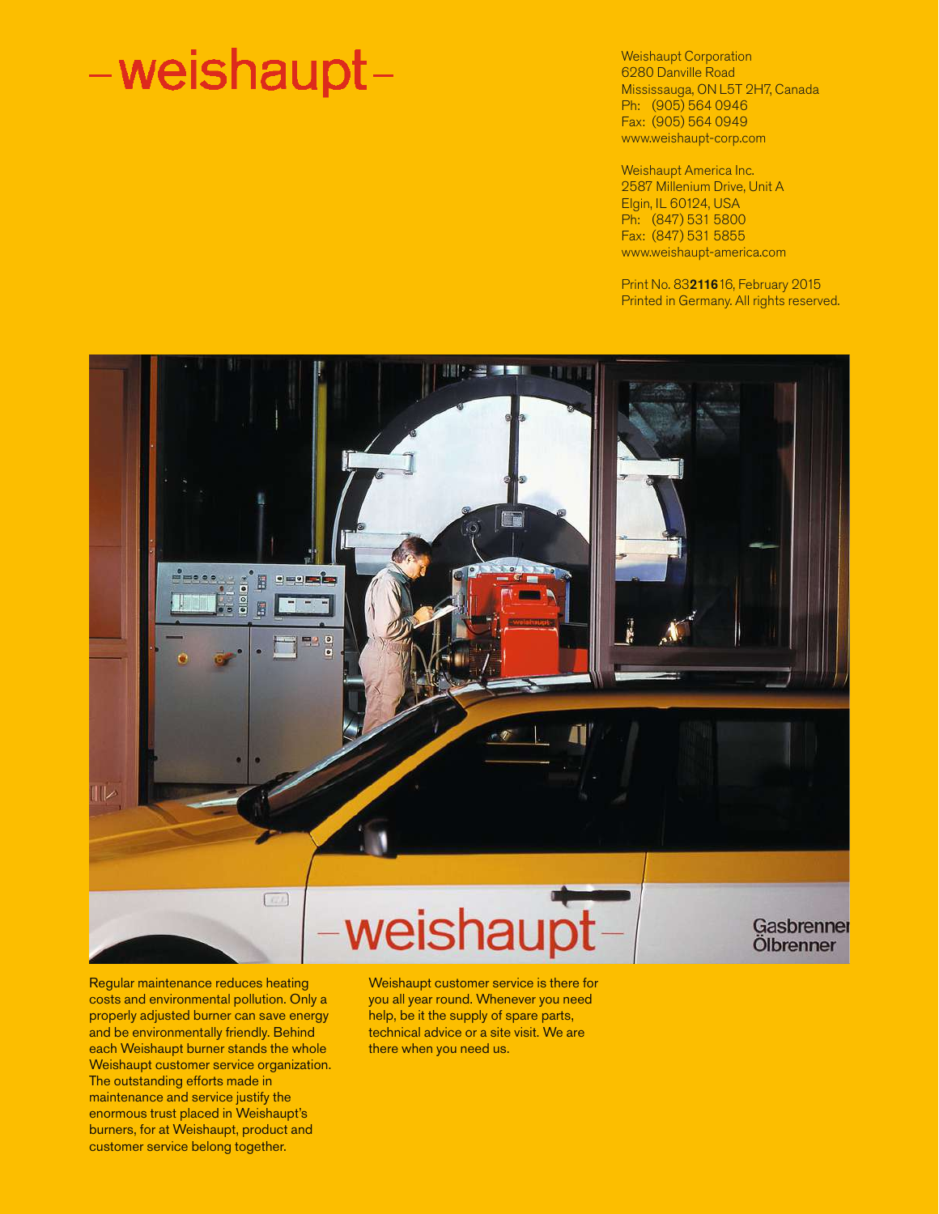# -weishaupt-

Weishaupt Corporation
6280 Danville Road
Mississauga, ON L5T 2H7, Canada
Ph: (905) 564 0946
Fax: (905) 564 0949
www.weishaupt-corp.com

Weishaupt America Inc.
2587 Millenium Drive, Unit A
Elgin, IL 60124, USA
Ph: (847) 531 5800
Fax: (847) 531 5855
www.weishaupt-america.com

Print No. 83**2116**16, February 2015
Printed in Germany. All rights reserved.

Regular maintenance reduces heating costs and environmental pollution. Only a properly adjusted burner can save energy and be environmentally friendly. Behind each Weishaupt burner stands the whole Weishaupt customer service organization. The outstanding efforts made in maintenance and service justify the enormous trust placed in Weishaupt's burners, for at Weishaupt, product and customer service belong together.

Weishaupt customer service is there for you all year round. Whenever you need help, be it the supply of spare parts, technical advice or a site visit. We are there when you need us.